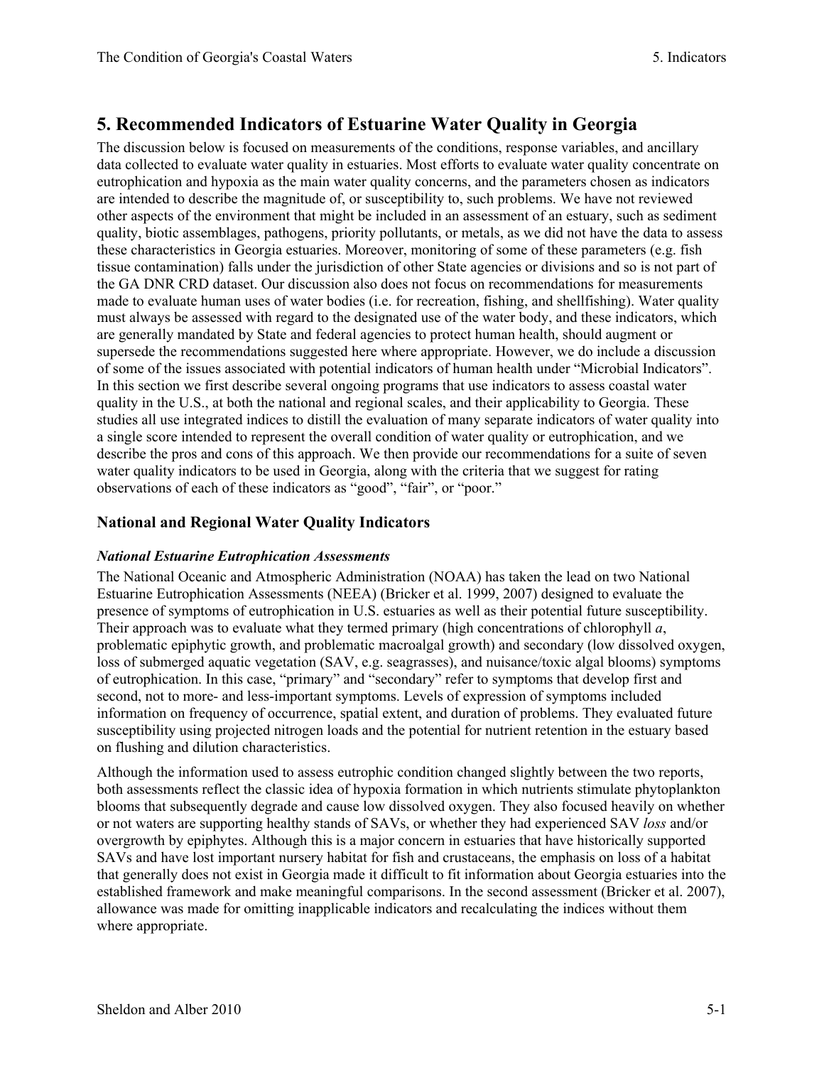# 5. Recommended Indicators of Estuarine Water Quality in Georgia

The discussion below is focused on measurements of the conditions, response variables, and ancillary data collected to evaluate water quality in estuaries. Most efforts to evaluate water quality concentrate on eutrophication and hypoxia as the main water quality concerns, and the parameters chosen as indicators are intended to describe the magnitude of, or susceptibility to, such problems. We have not reviewed other aspects of the environment that might be included in an assessment of an estuary, such as sediment quality, biotic assemblages, pathogens, priority pollutants, or metals, as we did not have the data to assess these characteristics in Georgia estuaries. Moreover, monitoring of some of these parameters (e.g. fish tissue contamination) falls under the jurisdiction of other State agencies or divisions and so is not part of the GA DNR CRD dataset. Our discussion also does not focus on recommendations for measurements made to evaluate human uses of water bodies (i.e. for recreation, fishing, and shellfishing). Water quality must always be assessed with regard to the designated use of the water body, and these indicators, which are generally mandated by State and federal agencies to protect human health, should augment or supersede the recommendations suggested here where appropriate. However, we do include a discussion of some of the issues associated with potential indicators of human health under "Microbial Indicators". In this section we first describe several ongoing programs that use indicators to assess coastal water quality in the U.S., at both the national and regional scales, and their applicability to Georgia. These studies all use integrated indices to distill the evaluation of many separate indicators of water quality into a single score intended to represent the overall condition of water quality or eutrophication, and we describe the pros and cons of this approach. We then provide our recommendations for a suite of seven water quality indicators to be used in Georgia, along with the criteria that we suggest for rating observations of each of these indicators as "good", "fair", or "poor."

## National and Regional Water Quality Indicators

### *National Estuarine Eutrophication Assessments*

The National Oceanic and Atmospheric Administration (NOAA) has taken the lead on two National Estuarine Eutrophication Assessments (NEEA) (Bricker et al. 1999, 2007) designed to evaluate the presence of symptoms of eutrophication in U.S. estuaries as well as their potential future susceptibility. Their approach was to evaluate what they termed primary (high concentrations of chlorophyll *a*, problematic epiphytic growth, and problematic macroalgal growth) and secondary (low dissolved oxygen, loss of submerged aquatic vegetation (SAV, e.g. seagrasses), and nuisance/toxic algal blooms) symptoms of eutrophication. In this case, "primary" and "secondary" refer to symptoms that develop first and second, not to more- and less-important symptoms. Levels of expression of symptoms included information on frequency of occurrence, spatial extent, and duration of problems. They evaluated future susceptibility using projected nitrogen loads and the potential for nutrient retention in the estuary based on flushing and dilution characteristics.

Although the information used to assess eutrophic condition changed slightly between the two reports, both assessments reflect the classic idea of hypoxia formation in which nutrients stimulate phytoplankton blooms that subsequently degrade and cause low dissolved oxygen. They also focused heavily on whether or not waters are supporting healthy stands of SAVs, or whether they had experienced SAV *loss* and/or overgrowth by epiphytes. Although this is a major concern in estuaries that have historically supported SAVs and have lost important nursery habitat for fish and crustaceans, the emphasis on loss of a habitat that generally does not exist in Georgia made it difficult to fit information about Georgia estuaries into the established framework and make meaningful comparisons. In the second assessment (Bricker et al. 2007), allowance was made for omitting inapplicable indicators and recalculating the indices without them where appropriate.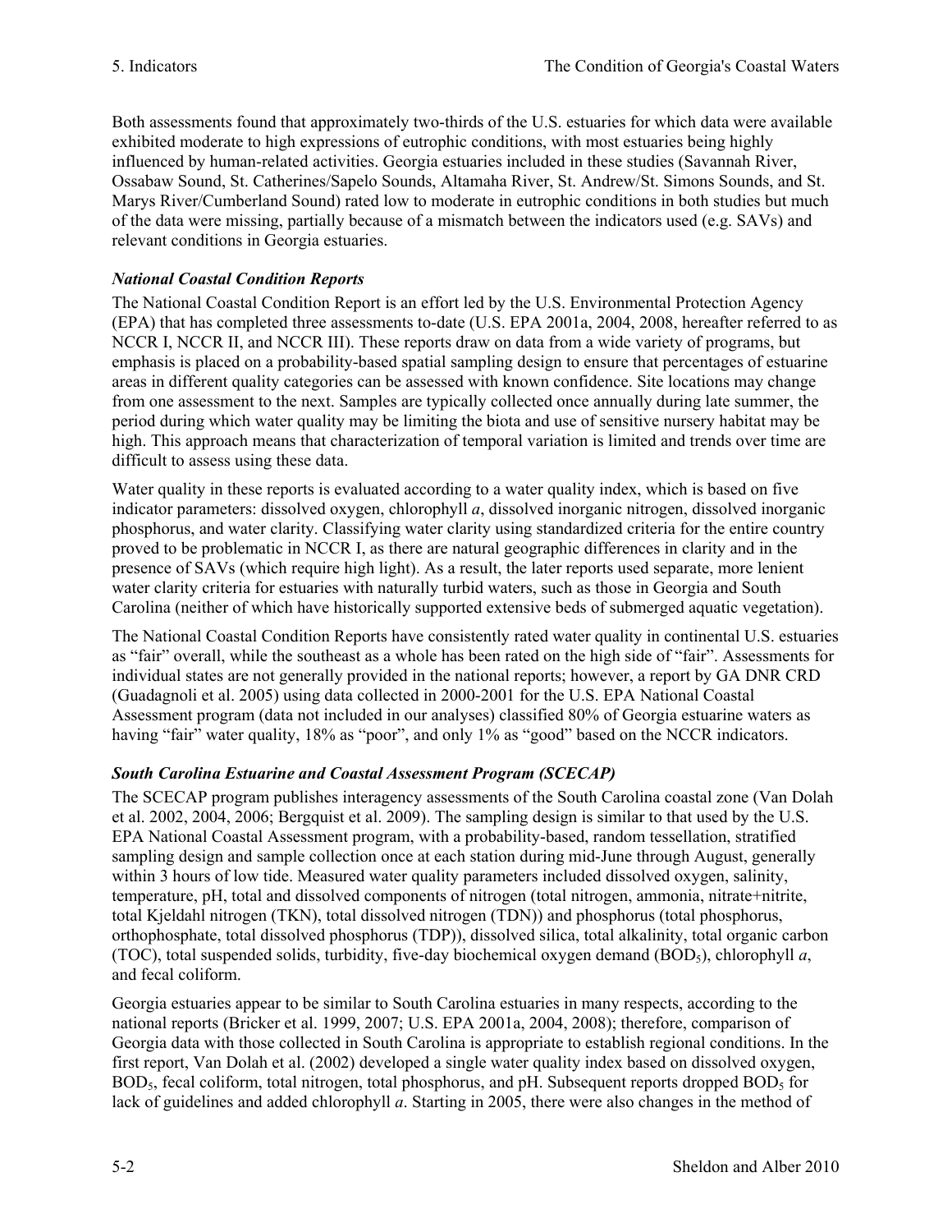Both assessments found that approximately two-thirds of the U.S. estuaries for which data were available exhibited moderate to high expressions of eutrophic conditions, with most estuaries being highly influenced by human-related activities. Georgia estuaries included in these studies (Savannah River, Ossabaw Sound, St. Catherines/Sapelo Sounds, Altamaha River, St. Andrew/St. Simons Sounds, and St. Marys River/Cumberland Sound) rated low to moderate in eutrophic conditions in both studies but much of the data were missing, partially because of a mismatch between the indicators used (e.g. SAVs) and relevant conditions in Georgia estuaries.

### *National Coastal Condition Reports*

The National Coastal Condition Report is an effort led by the U.S. Environmental Protection Agency (EPA) that has completed three assessments to-date (U.S. EPA 2001a, 2004, 2008, hereafter referred to as NCCR I, NCCR II, and NCCR III). These reports draw on data from a wide variety of programs, but emphasis is placed on a probability-based spatial sampling design to ensure that percentages of estuarine areas in different quality categories can be assessed with known confidence. Site locations may change from one assessment to the next. Samples are typically collected once annually during late summer, the period during which water quality may be limiting the biota and use of sensitive nursery habitat may be high. This approach means that characterization of temporal variation is limited and trends over time are difficult to assess using these data.

Water quality in these reports is evaluated according to a water quality index, which is based on five indicator parameters: dissolved oxygen, chlorophyll *a*, dissolved inorganic nitrogen, dissolved inorganic phosphorus, and water clarity. Classifying water clarity using standardized criteria for the entire country proved to be problematic in NCCR I, as there are natural geographic differences in clarity and in the presence of SAVs (which require high light). As a result, the later reports used separate, more lenient water clarity criteria for estuaries with naturally turbid waters, such as those in Georgia and South Carolina (neither of which have historically supported extensive beds of submerged aquatic vegetation).

The National Coastal Condition Reports have consistently rated water quality in continental U.S. estuaries as "fair" overall, while the southeast as a whole has been rated on the high side of "fair". Assessments for individual states are not generally provided in the national reports; however, a report by GA DNR CRD (Guadagnoli et al. 2005) using data collected in 2000-2001 for the U.S. EPA National Coastal Assessment program (data not included in our analyses) classified 80% of Georgia estuarine waters as having "fair" water quality, 18% as "poor", and only 1% as "good" based on the NCCR indicators.

### *South Carolina Estuarine and Coastal Assessment Program (SCECAP)*

The SCECAP program publishes interagency assessments of the South Carolina coastal zone (Van Dolah et al. 2002, 2004, 2006; Bergquist et al. 2009). The sampling design is similar to that used by the U.S. EPA National Coastal Assessment program, with a probability-based, random tessellation, stratified sampling design and sample collection once at each station during mid-June through August, generally within 3 hours of low tide. Measured water quality parameters included dissolved oxygen, salinity, temperature, pH, total and dissolved components of nitrogen (total nitrogen, ammonia, nitrate+nitrite, total Kjeldahl nitrogen (TKN), total dissolved nitrogen (TDN)) and phosphorus (total phosphorus, orthophosphate, total dissolved phosphorus (TDP)), dissolved silica, total alkalinity, total organic carbon (TOC), total suspended solids, turbidity, five-day biochemical oxygen demand ($BOD_5$), chlorophyll *a*, and fecal coliform.

Georgia estuaries appear to be similar to South Carolina estuaries in many respects, according to the national reports (Bricker et al. 1999, 2007; U.S. EPA 2001a, 2004, 2008); therefore, comparison of Georgia data with those collected in South Carolina is appropriate to establish regional conditions. In the first report, Van Dolah et al. (2002) developed a single water quality index based on dissolved oxygen, $BOD_5$, fecal coliform, total nitrogen, total phosphorus, and pH. Subsequent reports dropped $BOD_5$ for lack of guidelines and added chlorophyll *a*. Starting in 2005, there were also changes in the method of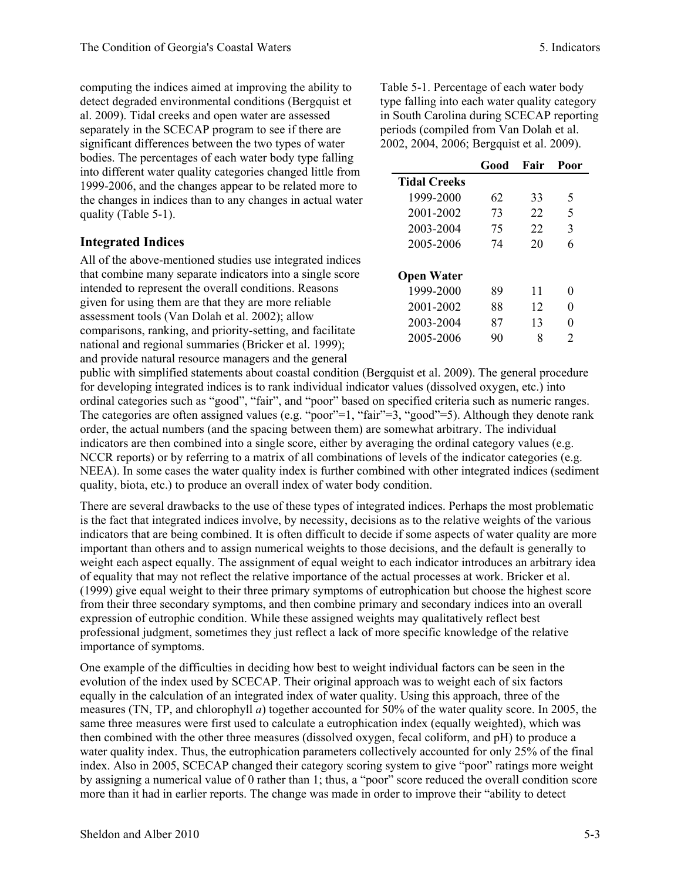computing the indices aimed at improving the ability to detect degraded environmental conditions (Bergquist et al. 2009). Tidal creeks and open water are assessed separately in the SCECAP program to see if there are significant differences between the two types of water bodies. The percentages of each water body type falling into different water quality categories changed little from 1999-2006, and the changes appear to be related more to the changes in indices than to any changes in actual water quality (Table 5-1).

Table 5-1. Percentage of each water body type falling into each water quality category in South Carolina during SCECAP reporting periods (compiled from Van Dolah et al. 2002, 2004, 2006; Bergquist et al. 2009).

| | Good | Fair | Poor |
|---|---|---|---|
| **Tidal Creeks** | | | |
| 1999-2000 | 62 | 33 | 5 |
| 2001-2002 | 73 | 22 | 5 |
| 2003-2004 | 75 | 22 | 3 |
| 2005-2006 | 74 | 20 | 6 |
| **Open Water** | | | |
| 1999-2000 | 89 | 11 | 0 |
| 2001-2002 | 88 | 12 | 0 |
| 2003-2004 | 87 | 13 | 0 |
| 2005-2006 | 90 | 8 | 2 |

## Integrated Indices

All of the above-mentioned studies use integrated indices that combine many separate indicators into a single score intended to represent the overall conditions. Reasons given for using them are that they are more reliable assessment tools (Van Dolah et al. 2002); allow comparisons, ranking, and priority-setting, and facilitate national and regional summaries (Bricker et al. 1999); and provide natural resource managers and the general public with simplified statements about coastal condition (Bergquist et al. 2009). The general procedure for developing integrated indices is to rank individual indicator values (dissolved oxygen, etc.) into ordinal categories such as "good", "fair", and "poor" based on specified criteria such as numeric ranges. The categories are often assigned values (e.g. "poor"=1, "fair"=3, "good"=5). Although they denote rank order, the actual numbers (and the spacing between them) are somewhat arbitrary. The individual indicators are then combined into a single score, either by averaging the ordinal category values (e.g. NCCR reports) or by referring to a matrix of all combinations of levels of the indicator categories (e.g. NEEA). In some cases the water quality index is further combined with other integrated indices (sediment quality, biota, etc.) to produce an overall index of water body condition.

There are several drawbacks to the use of these types of integrated indices. Perhaps the most problematic is the fact that integrated indices involve, by necessity, decisions as to the relative weights of the various indicators that are being combined. It is often difficult to decide if some aspects of water quality are more important than others and to assign numerical weights to those decisions, and the default is generally to weight each aspect equally. The assignment of equal weight to each indicator introduces an arbitrary idea of equality that may not reflect the relative importance of the actual processes at work. Bricker et al. (1999) give equal weight to their three primary symptoms of eutrophication but choose the highest score from their three secondary symptoms, and then combine primary and secondary indices into an overall expression of eutrophic condition. While these assigned weights may qualitatively reflect best professional judgment, sometimes they just reflect a lack of more specific knowledge of the relative importance of symptoms.

One example of the difficulties in deciding how best to weight individual factors can be seen in the evolution of the index used by SCECAP. Their original approach was to weight each of six factors equally in the calculation of an integrated index of water quality. Using this approach, three of the measures (TN, TP, and chlorophyll *a*) together accounted for 50% of the water quality score. In 2005, the same three measures were first used to calculate a eutrophication index (equally weighted), which was then combined with the other three measures (dissolved oxygen, fecal coliform, and pH) to produce a water quality index. Thus, the eutrophication parameters collectively accounted for only 25% of the final index. Also in 2005, SCECAP changed their category scoring system to give "poor" ratings more weight by assigning a numerical value of 0 rather than 1; thus, a "poor" score reduced the overall condition score more than it had in earlier reports. The change was made in order to improve their "ability to detect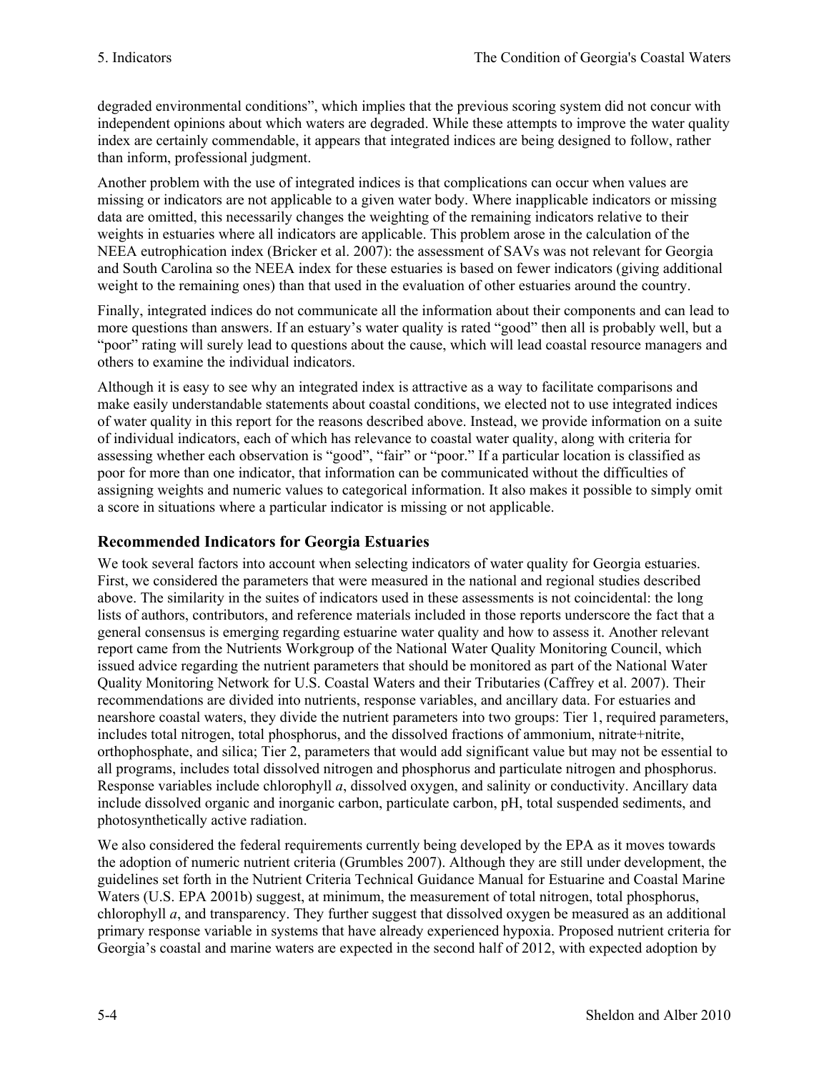degraded environmental conditions", which implies that the previous scoring system did not concur with independent opinions about which waters are degraded. While these attempts to improve the water quality index are certainly commendable, it appears that integrated indices are being designed to follow, rather than inform, professional judgment.

Another problem with the use of integrated indices is that complications can occur when values are missing or indicators are not applicable to a given water body. Where inapplicable indicators or missing data are omitted, this necessarily changes the weighting of the remaining indicators relative to their weights in estuaries where all indicators are applicable. This problem arose in the calculation of the NEEA eutrophication index (Bricker et al. 2007): the assessment of SAVs was not relevant for Georgia and South Carolina so the NEEA index for these estuaries is based on fewer indicators (giving additional weight to the remaining ones) than that used in the evaluation of other estuaries around the country.

Finally, integrated indices do not communicate all the information about their components and can lead to more questions than answers. If an estuary's water quality is rated "good" then all is probably well, but a "poor" rating will surely lead to questions about the cause, which will lead coastal resource managers and others to examine the individual indicators.

Although it is easy to see why an integrated index is attractive as a way to facilitate comparisons and make easily understandable statements about coastal conditions, we elected not to use integrated indices of water quality in this report for the reasons described above. Instead, we provide information on a suite of individual indicators, each of which has relevance to coastal water quality, along with criteria for assessing whether each observation is "good", "fair" or "poor." If a particular location is classified as poor for more than one indicator, that information can be communicated without the difficulties of assigning weights and numeric values to categorical information. It also makes it possible to simply omit a score in situations where a particular indicator is missing or not applicable.

## Recommended Indicators for Georgia Estuaries

We took several factors into account when selecting indicators of water quality for Georgia estuaries. First, we considered the parameters that were measured in the national and regional studies described above. The similarity in the suites of indicators used in these assessments is not coincidental: the long lists of authors, contributors, and reference materials included in those reports underscore the fact that a general consensus is emerging regarding estuarine water quality and how to assess it. Another relevant report came from the Nutrients Workgroup of the National Water Quality Monitoring Council, which issued advice regarding the nutrient parameters that should be monitored as part of the National Water Quality Monitoring Network for U.S. Coastal Waters and their Tributaries (Caffrey et al. 2007). Their recommendations are divided into nutrients, response variables, and ancillary data. For estuaries and nearshore coastal waters, they divide the nutrient parameters into two groups: Tier 1, required parameters, includes total nitrogen, total phosphorus, and the dissolved fractions of ammonium, nitrate+nitrite, orthophosphate, and silica; Tier 2, parameters that would add significant value but may not be essential to all programs, includes total dissolved nitrogen and phosphorus and particulate nitrogen and phosphorus. Response variables include chlorophyll *a*, dissolved oxygen, and salinity or conductivity. Ancillary data include dissolved organic and inorganic carbon, particulate carbon, pH, total suspended sediments, and photosynthetically active radiation.

We also considered the federal requirements currently being developed by the EPA as it moves towards the adoption of numeric nutrient criteria (Grumbles 2007). Although they are still under development, the guidelines set forth in the Nutrient Criteria Technical Guidance Manual for Estuarine and Coastal Marine Waters (U.S. EPA 2001b) suggest, at minimum, the measurement of total nitrogen, total phosphorus, chlorophyll *a*, and transparency. They further suggest that dissolved oxygen be measured as an additional primary response variable in systems that have already experienced hypoxia. Proposed nutrient criteria for Georgia's coastal and marine waters are expected in the second half of 2012, with expected adoption by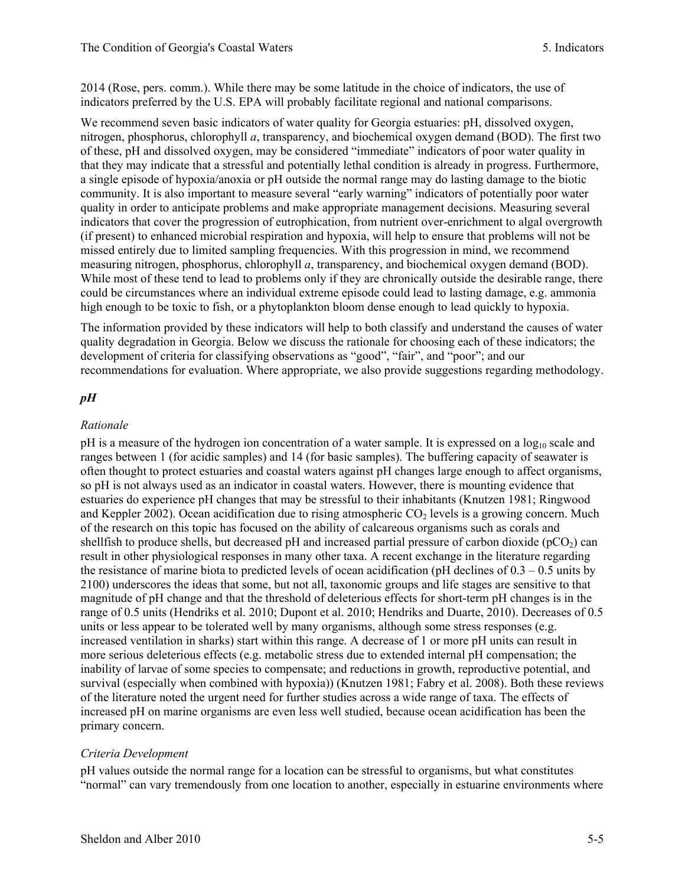2014 (Rose, pers. comm.). While there may be some latitude in the choice of indicators, the use of indicators preferred by the U.S. EPA will probably facilitate regional and national comparisons.

We recommend seven basic indicators of water quality for Georgia estuaries: pH, dissolved oxygen, nitrogen, phosphorus, chlorophyll *a*, transparency, and biochemical oxygen demand (BOD). The first two of these, pH and dissolved oxygen, may be considered "immediate" indicators of poor water quality in that they may indicate that a stressful and potentially lethal condition is already in progress. Furthermore, a single episode of hypoxia/anoxia or pH outside the normal range may do lasting damage to the biotic community. It is also important to measure several "early warning" indicators of potentially poor water quality in order to anticipate problems and make appropriate management decisions. Measuring several indicators that cover the progression of eutrophication, from nutrient over-enrichment to algal overgrowth (if present) to enhanced microbial respiration and hypoxia, will help to ensure that problems will not be missed entirely due to limited sampling frequencies. With this progression in mind, we recommend measuring nitrogen, phosphorus, chlorophyll *a*, transparency, and biochemical oxygen demand (BOD). While most of these tend to lead to problems only if they are chronically outside the desirable range, there could be circumstances where an individual extreme episode could lead to lasting damage, e.g. ammonia high enough to be toxic to fish, or a phytoplankton bloom dense enough to lead quickly to hypoxia.

The information provided by these indicators will help to both classify and understand the causes of water quality degradation in Georgia. Below we discuss the rationale for choosing each of these indicators; the development of criteria for classifying observations as "good", "fair", and "poor"; and our recommendations for evaluation. Where appropriate, we also provide suggestions regarding methodology.

### *pH*

#### *Rationale*

pH is a measure of the hydrogen ion concentration of a water sample. It is expressed on a $\log_{10}$ scale and ranges between 1 (for acidic samples) and 14 (for basic samples). The buffering capacity of seawater is often thought to protect estuaries and coastal waters against pH changes large enough to affect organisms, so pH is not always used as an indicator in coastal waters. However, there is mounting evidence that estuaries do experience pH changes that may be stressful to their inhabitants (Knutzen 1981; Ringwood and Keppler 2002). Ocean acidification due to rising atmospheric $CO_2$ levels is a growing concern. Much of the research on this topic has focused on the ability of calcareous organisms such as corals and shellfish to produce shells, but decreased pH and increased partial pressure of carbon dioxide ($pCO_2$) can result in other physiological responses in many other taxa. A recent exchange in the literature regarding the resistance of marine biota to predicted levels of ocean acidification (pH declines of 0.3 – 0.5 units by 2100) underscores the ideas that some, but not all, taxonomic groups and life stages are sensitive to that magnitude of pH change and that the threshold of deleterious effects for short-term pH changes is in the range of 0.5 units (Hendriks et al. 2010; Dupont et al. 2010; Hendriks and Duarte, 2010). Decreases of 0.5 units or less appear to be tolerated well by many organisms, although some stress responses (e.g. increased ventilation in sharks) start within this range. A decrease of 1 or more pH units can result in more serious deleterious effects (e.g. metabolic stress due to extended internal pH compensation; the inability of larvae of some species to compensate; and reductions in growth, reproductive potential, and survival (especially when combined with hypoxia)) (Knutzen 1981; Fabry et al. 2008). Both these reviews of the literature noted the urgent need for further studies across a wide range of taxa. The effects of increased pH on marine organisms are even less well studied, because ocean acidification has been the primary concern.

#### *Criteria Development*

pH values outside the normal range for a location can be stressful to organisms, but what constitutes "normal" can vary tremendously from one location to another, especially in estuarine environments where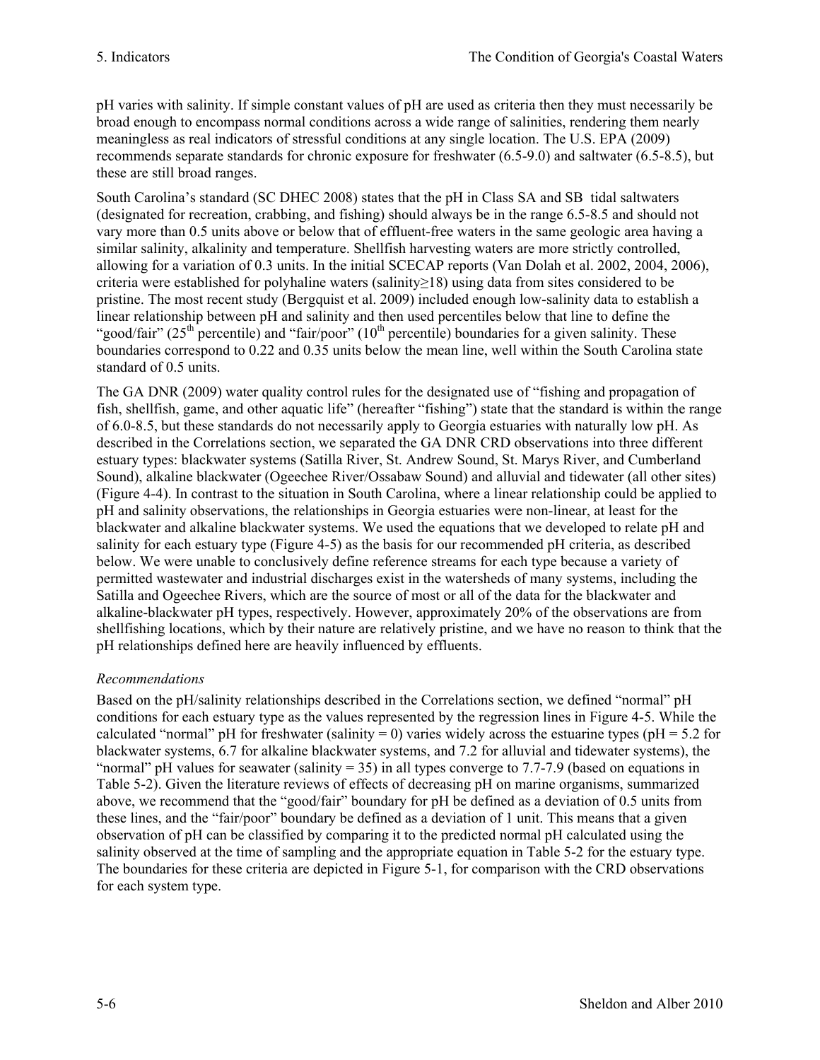pH varies with salinity. If simple constant values of pH are used as criteria then they must necessarily be broad enough to encompass normal conditions across a wide range of salinities, rendering them nearly meaningless as real indicators of stressful conditions at any single location. The U.S. EPA (2009) recommends separate standards for chronic exposure for freshwater (6.5-9.0) and saltwater (6.5-8.5), but these are still broad ranges.

South Carolina's standard (SC DHEC 2008) states that the pH in Class SA and SB tidal saltwaters (designated for recreation, crabbing, and fishing) should always be in the range 6.5-8.5 and should not vary more than 0.5 units above or below that of effluent-free waters in the same geologic area having a similar salinity, alkalinity and temperature. Shellfish harvesting waters are more strictly controlled, allowing for a variation of 0.3 units. In the initial SCECAP reports (Van Dolah et al. 2002, 2004, 2006), criteria were established for polyhaline waters (salinity≥18) using data from sites considered to be pristine. The most recent study (Bergquist et al. 2009) included enough low-salinity data to establish a linear relationship between pH and salinity and then used percentiles below that line to define the "good/fair" (25th percentile) and "fair/poor" (10th percentile) boundaries for a given salinity. These boundaries correspond to 0.22 and 0.35 units below the mean line, well within the South Carolina state standard of 0.5 units.

The GA DNR (2009) water quality control rules for the designated use of "fishing and propagation of fish, shellfish, game, and other aquatic life" (hereafter "fishing") state that the standard is within the range of 6.0-8.5, but these standards do not necessarily apply to Georgia estuaries with naturally low pH. As described in the Correlations section, we separated the GA DNR CRD observations into three different estuary types: blackwater systems (Satilla River, St. Andrew Sound, St. Marys River, and Cumberland Sound), alkaline blackwater (Ogeechee River/Ossabaw Sound) and alluvial and tidewater (all other sites) (Figure 4-4). In contrast to the situation in South Carolina, where a linear relationship could be applied to pH and salinity observations, the relationships in Georgia estuaries were non-linear, at least for the blackwater and alkaline blackwater systems. We used the equations that we developed to relate pH and salinity for each estuary type (Figure 4-5) as the basis for our recommended pH criteria, as described below. We were unable to conclusively define reference streams for each type because a variety of permitted wastewater and industrial discharges exist in the watersheds of many systems, including the Satilla and Ogeechee Rivers, which are the source of most or all of the data for the blackwater and alkaline-blackwater pH types, respectively. However, approximately 20% of the observations are from shellfishing locations, which by their nature are relatively pristine, and we have no reason to think that the pH relationships defined here are heavily influenced by effluents.

*Recommendations*

Based on the pH/salinity relationships described in the Correlations section, we defined "normal" pH conditions for each estuary type as the values represented by the regression lines in Figure 4-5. While the calculated "normal" pH for freshwater (salinity = 0) varies widely across the estuarine types (pH = 5.2 for blackwater systems, 6.7 for alkaline blackwater systems, and 7.2 for alluvial and tidewater systems), the "normal" pH values for seawater (salinity = 35) in all types converge to 7.7-7.9 (based on equations in Table 5-2). Given the literature reviews of effects of decreasing pH on marine organisms, summarized above, we recommend that the "good/fair" boundary for pH be defined as a deviation of 0.5 units from these lines, and the "fair/poor" boundary be defined as a deviation of 1 unit. This means that a given observation of pH can be classified by comparing it to the predicted normal pH calculated using the salinity observed at the time of sampling and the appropriate equation in Table 5-2 for the estuary type. The boundaries for these criteria are depicted in Figure 5-1, for comparison with the CRD observations for each system type.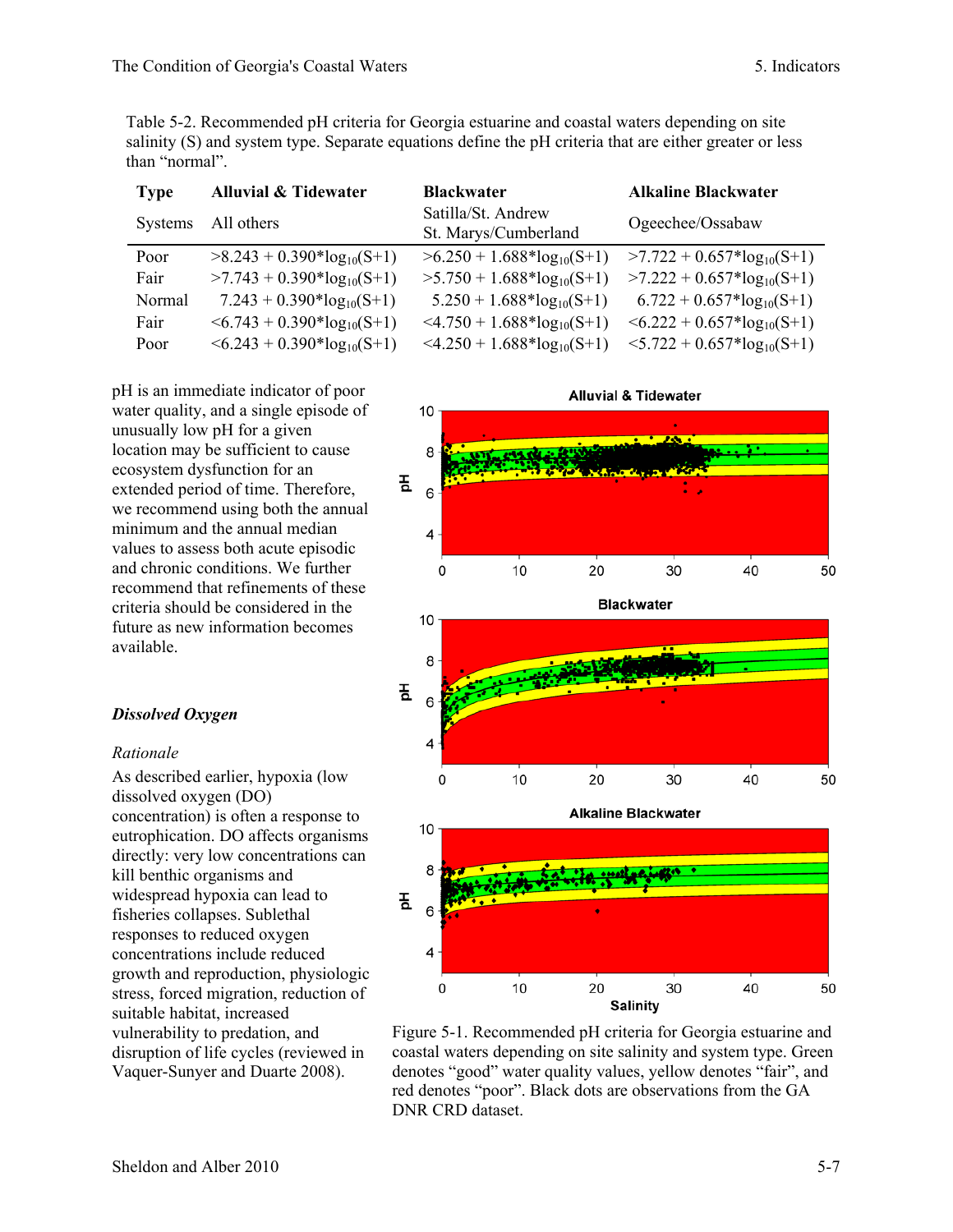Table 5-2. Recommended pH criteria for Georgia estuarine and coastal waters depending on site salinity (S) and system type. Separate equations define the pH criteria that are either greater or less than "normal".

| Type | Alluvial & Tidewater | Blackwater | Alkaline Blackwater |
|---|---|---|---|
| Systems | All others | Satilla/St. Andrew St. Marys/Cumberland | Ogeechee/Ossabaw |
| Poor | $>8.243 + 0.390*\log_{10}(S+1)$ | $>6.250 + 1.688*\log_{10}(S+1)$ | $>7.722 + 0.657*\log_{10}(S+1)$ |
| Fair | $>7.743 + 0.390*\log_{10}(S+1)$ | $>5.750 + 1.688*\log_{10}(S+1)$ | $>7.222 + 0.657*\log_{10}(S+1)$ |
| Normal | $7.243 + 0.390*\log_{10}(S+1)$ | $5.250 + 1.688*\log_{10}(S+1)$ | $6.722 + 0.657*\log_{10}(S+1)$ |
| Fair | $<6.743 + 0.390*\log_{10}(S+1)$ | $<4.750 + 1.688*\log_{10}(S+1)$ | $<6.222 + 0.657*\log_{10}(S+1)$ |
| Poor | $<6.243 + 0.390*\log_{10}(S+1)$ | $<4.250 + 1.688*\log_{10}(S+1)$ | $<5.722 + 0.657*\log_{10}(S+1)$ |

pH is an immediate indicator of poor water quality, and a single episode of unusually low pH for a given location may be sufficient to cause ecosystem dysfunction for an extended period of time. Therefore, we recommend using both the annual minimum and the annual median values to assess both acute episodic and chronic conditions. We further recommend that refinements of these criteria should be considered in the future as new information becomes available.

Figure 5-1. Recommended pH criteria for Georgia estuarine and coastal waters depending on site salinity and system type. Green denotes "good" water quality values, yellow denotes "fair", and red denotes "poor". Black dots are observations from the GA DNR CRD dataset.

### *Dissolved Oxygen*

*Rationale*

As described earlier, hypoxia (low dissolved oxygen (DO) concentration) is often a response to eutrophication. DO affects organisms directly: very low concentrations can kill benthic organisms and widespread hypoxia can lead to fisheries collapses. Sublethal responses to reduced oxygen concentrations include reduced growth and reproduction, physiologic stress, forced migration, reduction of suitable habitat, increased vulnerability to predation, and disruption of life cycles (reviewed in Vaquer-Sunyer and Duarte 2008).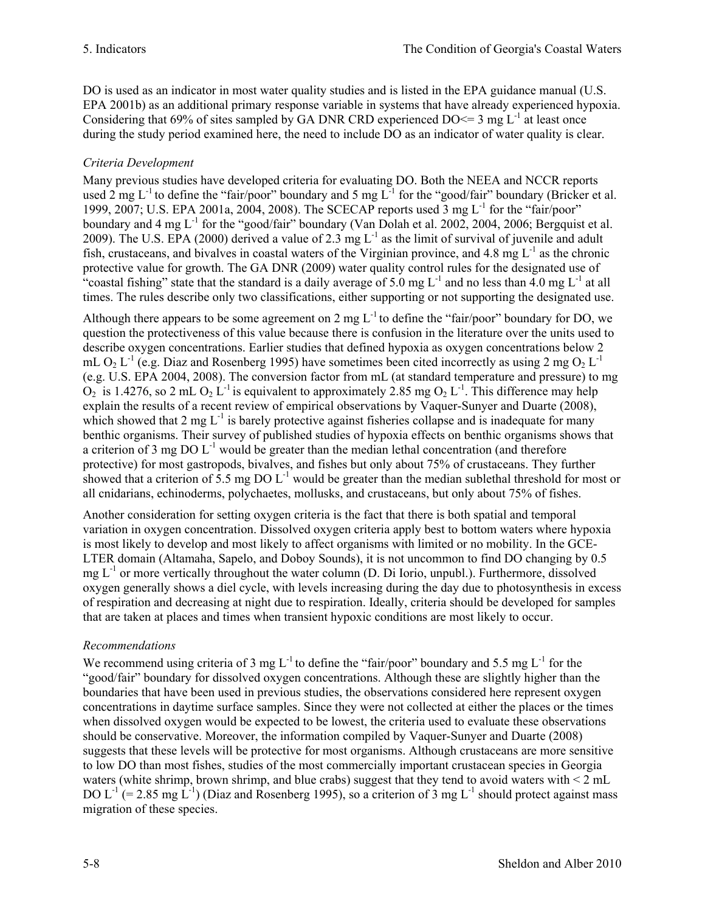DO is used as an indicator in most water quality studies and is listed in the EPA guidance manual (U.S. EPA 2001b) as an additional primary response variable in systems that have already experienced hypoxia. Considering that 69% of sites sampled by GA DNR CRD experienced DO<= 3 mg $L^{-1}$ at least once during the study period examined here, the need to include DO as an indicator of water quality is clear.

*Criteria Development*

Many previous studies have developed criteria for evaluating DO. Both the NEEA and NCCR reports used 2 mg $L^{-1}$ to define the "fair/poor" boundary and 5 mg $L^{-1}$ for the "good/fair" boundary (Bricker et al. 1999, 2007; U.S. EPA 2001a, 2004, 2008). The SCECAP reports used 3 mg $L^{-1}$ for the "fair/poor" boundary and 4 mg $L^{-1}$ for the "good/fair" boundary (Van Dolah et al. 2002, 2004, 2006; Bergquist et al. 2009). The U.S. EPA (2000) derived a value of 2.3 mg $L^{-1}$ as the limit of survival of juvenile and adult fish, crustaceans, and bivalves in coastal waters of the Virginian province, and 4.8 mg $L^{-1}$ as the chronic protective value for growth. The GA DNR (2009) water quality control rules for the designated use of "coastal fishing" state that the standard is a daily average of 5.0 mg $L^{-1}$ and no less than 4.0 mg $L^{-1}$ at all times. The rules describe only two classifications, either supporting or not supporting the designated use.

Although there appears to be some agreement on 2 mg $L^{-1}$ to define the "fair/poor" boundary for DO, we question the protectiveness of this value because there is confusion in the literature over the units used to describe oxygen concentrations. Earlier studies that defined hypoxia as oxygen concentrations below 2 mL $O_2$ $L^{-1}$ (e.g. Diaz and Rosenberg 1995) have sometimes been cited incorrectly as using 2 mg $O_2$ $L^{-1}$ (e.g. U.S. EPA 2004, 2008). The conversion factor from mL (at standard temperature and pressure) to mg $O_2$ is 1.4276, so 2 mL $O_2$ $L^{-1}$ is equivalent to approximately 2.85 mg $O_2$ $L^{-1}$. This difference may help explain the results of a recent review of empirical observations by Vaquer-Sunyer and Duarte (2008), which showed that 2 mg $L^{-1}$ is barely protective against fisheries collapse and is inadequate for many benthic organisms. Their survey of published studies of hypoxia effects on benthic organisms shows that a criterion of 3 mg DO $L^{-1}$ would be greater than the median lethal concentration (and therefore protective) for most gastropods, bivalves, and fishes but only about 75% of crustaceans. They further showed that a criterion of 5.5 mg DO $L^{-1}$ would be greater than the median sublethal threshold for most or all cnidarians, echinoderms, polychaetes, mollusks, and crustaceans, but only about 75% of fishes.

Another consideration for setting oxygen criteria is the fact that there is both spatial and temporal variation in oxygen concentration. Dissolved oxygen criteria apply best to bottom waters where hypoxia is most likely to develop and most likely to affect organisms with limited or no mobility. In the GCE-LTER domain (Altamaha, Sapelo, and Doboy Sounds), it is not uncommon to find DO changing by 0.5 mg $L^{-1}$ or more vertically throughout the water column (D. Di Iorio, unpubl.). Furthermore, dissolved oxygen generally shows a diel cycle, with levels increasing during the day due to photosynthesis in excess of respiration and decreasing at night due to respiration. Ideally, criteria should be developed for samples that are taken at places and times when transient hypoxic conditions are most likely to occur.

*Recommendations*

We recommend using criteria of 3 mg $L^{-1}$ to define the "fair/poor" boundary and 5.5 mg $L^{-1}$ for the "good/fair" boundary for dissolved oxygen concentrations. Although these are slightly higher than the boundaries that have been used in previous studies, the observations considered here represent oxygen concentrations in daytime surface samples. Since they were not collected at either the places or the times when dissolved oxygen would be expected to be lowest, the criteria used to evaluate these observations should be conservative. Moreover, the information compiled by Vaquer-Sunyer and Duarte (2008) suggests that these levels will be protective for most organisms. Although crustaceans are more sensitive to low DO than most fishes, studies of the most commercially important crustacean species in Georgia waters (white shrimp, brown shrimp, and blue crabs) suggest that they tend to avoid waters with < 2 mL DO $L^{-1}$ (= 2.85 mg $L^{-1}$) (Diaz and Rosenberg 1995), so a criterion of 3 mg $L^{-1}$ should protect against mass migration of these species.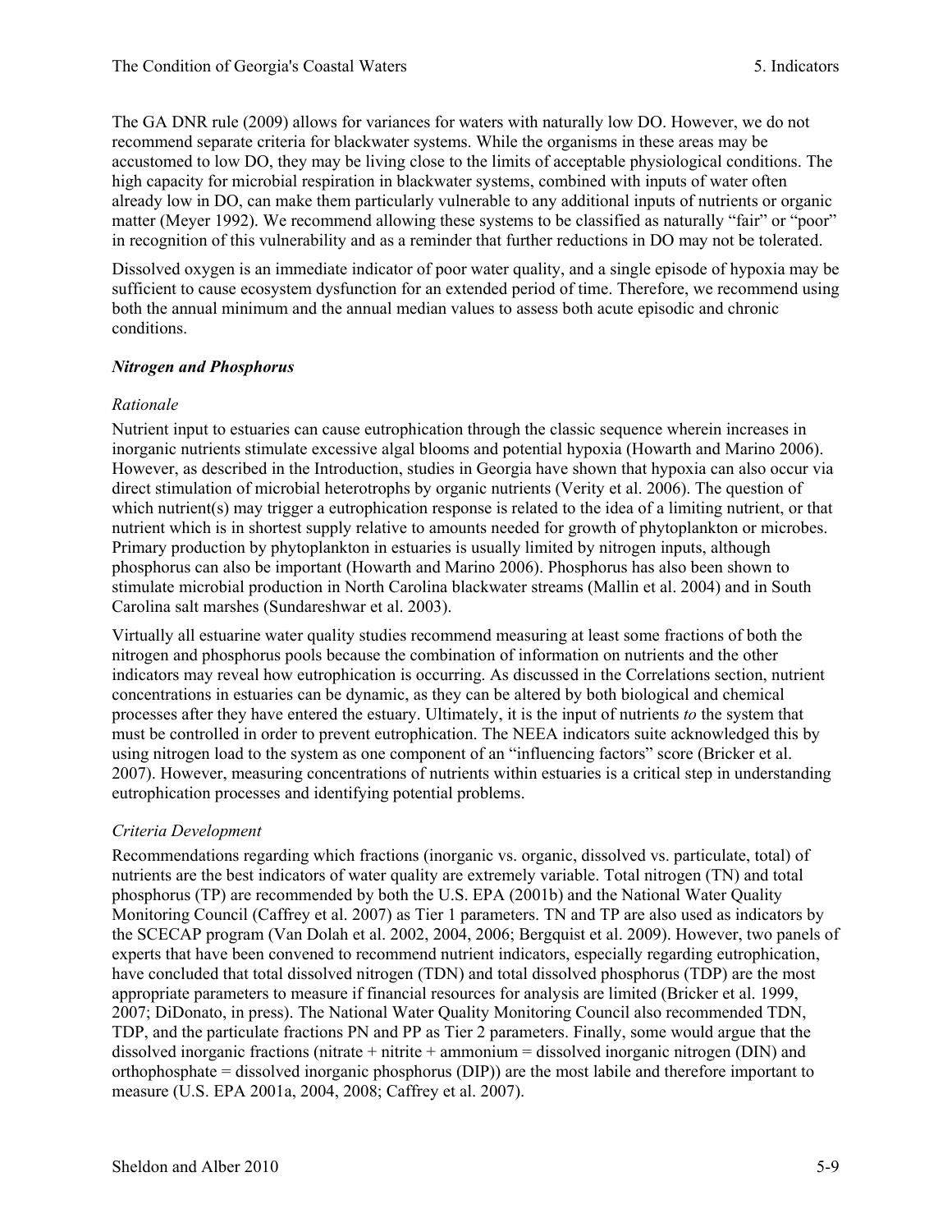The GA DNR rule (2009) allows for variances for waters with naturally low DO. However, we do not recommend separate criteria for blackwater systems. While the organisms in these areas may be accustomed to low DO, they may be living close to the limits of acceptable physiological conditions. The high capacity for microbial respiration in blackwater systems, combined with inputs of water often already low in DO, can make them particularly vulnerable to any additional inputs of nutrients or organic matter (Meyer 1992). We recommend allowing these systems to be classified as naturally "fair" or "poor" in recognition of this vulnerability and as a reminder that further reductions in DO may not be tolerated.

Dissolved oxygen is an immediate indicator of poor water quality, and a single episode of hypoxia may be sufficient to cause ecosystem dysfunction for an extended period of time. Therefore, we recommend using both the annual minimum and the annual median values to assess both acute episodic and chronic conditions.

### *Nitrogen and Phosphorus*

*Rationale*

Nutrient input to estuaries can cause eutrophication through the classic sequence wherein increases in inorganic nutrients stimulate excessive algal blooms and potential hypoxia (Howarth and Marino 2006). However, as described in the Introduction, studies in Georgia have shown that hypoxia can also occur via direct stimulation of microbial heterotrophs by organic nutrients (Verity et al. 2006). The question of which nutrient(s) may trigger a eutrophication response is related to the idea of a limiting nutrient, or that nutrient which is in shortest supply relative to amounts needed for growth of phytoplankton or microbes. Primary production by phytoplankton in estuaries is usually limited by nitrogen inputs, although phosphorus can also be important (Howarth and Marino 2006). Phosphorus has also been shown to stimulate microbial production in North Carolina blackwater streams (Mallin et al. 2004) and in South Carolina salt marshes (Sundareshwar et al. 2003).

Virtually all estuarine water quality studies recommend measuring at least some fractions of both the nitrogen and phosphorus pools because the combination of information on nutrients and the other indicators may reveal how eutrophication is occurring. As discussed in the Correlations section, nutrient concentrations in estuaries can be dynamic, as they can be altered by both biological and chemical processes after they have entered the estuary. Ultimately, it is the input of nutrients *to* the system that must be controlled in order to prevent eutrophication. The NEEA indicators suite acknowledged this by using nitrogen load to the system as one component of an "influencing factors" score (Bricker et al. 2007). However, measuring concentrations of nutrients within estuaries is a critical step in understanding eutrophication processes and identifying potential problems.

*Criteria Development*

Recommendations regarding which fractions (inorganic vs. organic, dissolved vs. particulate, total) of nutrients are the best indicators of water quality are extremely variable. Total nitrogen (TN) and total phosphorus (TP) are recommended by both the U.S. EPA (2001b) and the National Water Quality Monitoring Council (Caffrey et al. 2007) as Tier 1 parameters. TN and TP are also used as indicators by the SCECAP program (Van Dolah et al. 2002, 2004, 2006; Bergquist et al. 2009). However, two panels of experts that have been convened to recommend nutrient indicators, especially regarding eutrophication, have concluded that total dissolved nitrogen (TDN) and total dissolved phosphorus (TDP) are the most appropriate parameters to measure if financial resources for analysis are limited (Bricker et al. 1999, 2007; DiDonato, in press). The National Water Quality Monitoring Council also recommended TDN, TDP, and the particulate fractions PN and PP as Tier 2 parameters. Finally, some would argue that the dissolved inorganic fractions (nitrate + nitrite + ammonium = dissolved inorganic nitrogen (DIN) and orthophosphate = dissolved inorganic phosphorus (DIP)) are the most labile and therefore important to measure (U.S. EPA 2001a, 2004, 2008; Caffrey et al. 2007).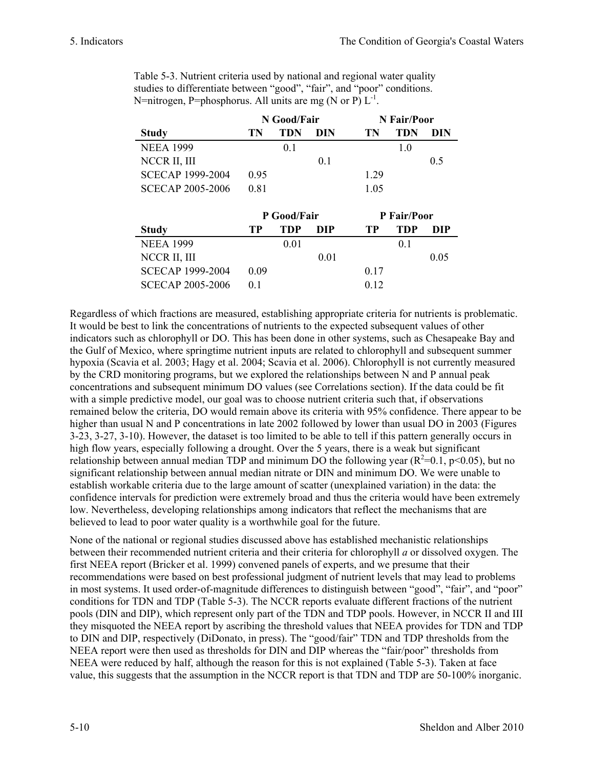Table 5-3. Nutrient criteria used by national and regional water quality studies to differentiate between "good", "fair", and "poor" conditions. N=nitrogen, P=phosphorus. All units are mg (N or P) $L^{-1}$.

| | N Good/Fair | | | N Fair/Poor | | |
|---|---|---|---|---|---|---|
| **Study** | **TN** | **TDN** | **DIN** | **TN** | **TDN** | **DIN** |
| NEEA 1999 | | 0.1 | | | 1.0 | |
| NCCR II, III | | | 0.1 | | | 0.5 |
| SCECAP 1999-2004 | 0.95 | | | 1.29 | | |
| SCECAP 2005-2006 | 0.81 | | | 1.05 | | |

| | P Good/Fair | | | P Fair/Poor | | |
|---|---|---|---|---|---|---|
| **Study** | **TP** | **TDP** | **DIP** | **TP** | **TDP** | **DIP** |
| NEEA 1999 | | 0.01 | | | 0.1 | |
| NCCR II, III | | | 0.01 | | | 0.05 |
| SCECAP 1999-2004 | 0.09 | | | 0.17 | | |
| SCECAP 2005-2006 | 0.1 | | | 0.12 | | |

Regardless of which fractions are measured, establishing appropriate criteria for nutrients is problematic. It would be best to link the concentrations of nutrients to the expected subsequent values of other indicators such as chlorophyll or DO. This has been done in other systems, such as Chesapeake Bay and the Gulf of Mexico, where springtime nutrient inputs are related to chlorophyll and subsequent summer hypoxia (Scavia et al. 2003; Hagy et al. 2004; Scavia et al. 2006). Chlorophyll is not currently measured by the CRD monitoring programs, but we explored the relationships between N and P annual peak concentrations and subsequent minimum DO values (see Correlations section). If the data could be fit with a simple predictive model, our goal was to choose nutrient criteria such that, if observations remained below the criteria, DO would remain above its criteria with 95% confidence. There appear to be higher than usual N and P concentrations in late 2002 followed by lower than usual DO in 2003 (Figures 3-23, 3-27, 3-10). However, the dataset is too limited to be able to tell if this pattern generally occurs in high flow years, especially following a drought. Over the 5 years, there is a weak but significant relationship between annual median TDP and minimum DO the following year ($R^2$=0.1, $p<0.05$), but no significant relationship between annual median nitrate or DIN and minimum DO. We were unable to establish workable criteria due to the large amount of scatter (unexplained variation) in the data: the confidence intervals for prediction were extremely broad and thus the criteria would have been extremely low. Nevertheless, developing relationships among indicators that reflect the mechanisms that are believed to lead to poor water quality is a worthwhile goal for the future.

None of the national or regional studies discussed above has established mechanistic relationships between their recommended nutrient criteria and their criteria for chlorophyll *a* or dissolved oxygen. The first NEEA report (Bricker et al. 1999) convened panels of experts, and we presume that their recommendations were based on best professional judgment of nutrient levels that may lead to problems in most systems. It used order-of-magnitude differences to distinguish between "good", "fair", and "poor" conditions for TDN and TDP (Table 5-3). The NCCR reports evaluate different fractions of the nutrient pools (DIN and DIP), which represent only part of the TDN and TDP pools. However, in NCCR II and III they misquoted the NEEA report by ascribing the threshold values that NEEA provides for TDN and TDP to DIN and DIP, respectively (DiDonato, in press). The "good/fair" TDN and TDP thresholds from the NEEA report were then used as thresholds for DIN and DIP whereas the "fair/poor" thresholds from NEEA were reduced by half, although the reason for this is not explained (Table 5-3). Taken at face value, this suggests that the assumption in the NCCR report is that TDN and TDP are 50-100% inorganic.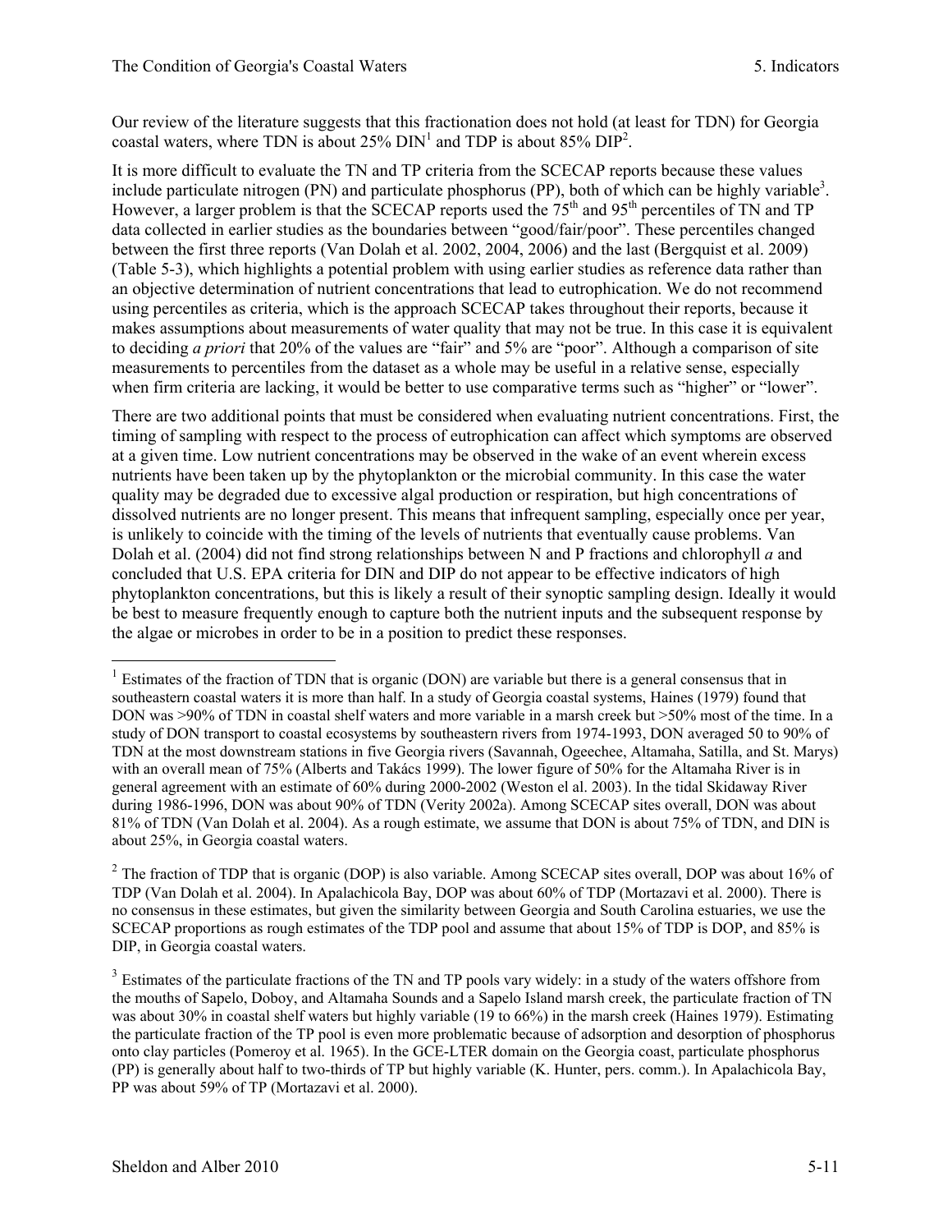Our review of the literature suggests that this fractionation does not hold (at least for TDN) for Georgia coastal waters, where TDN is about 25% DIN[1] and TDP is about 85% DIP[2].

It is more difficult to evaluate the TN and TP criteria from the SCECAP reports because these values include particulate nitrogen (PN) and particulate phosphorus (PP), both of which can be highly variable[3]. However, a larger problem is that the SCECAP reports used the 75th and 95th percentiles of TN and TP data collected in earlier studies as the boundaries between "good/fair/poor". These percentiles changed between the first three reports (Van Dolah et al. 2002, 2004, 2006) and the last (Bergquist et al. 2009) (Table 5-3), which highlights a potential problem with using earlier studies as reference data rather than an objective determination of nutrient concentrations that lead to eutrophication. We do not recommend using percentiles as criteria, which is the approach SCECAP takes throughout their reports, because it makes assumptions about measurements of water quality that may not be true. In this case it is equivalent to deciding *a priori* that 20% of the values are "fair" and 5% are "poor". Although a comparison of site measurements to percentiles from the dataset as a whole may be useful in a relative sense, especially when firm criteria are lacking, it would be better to use comparative terms such as "higher" or "lower".

There are two additional points that must be considered when evaluating nutrient concentrations. First, the timing of sampling with respect to the process of eutrophication can affect which symptoms are observed at a given time. Low nutrient concentrations may be observed in the wake of an event wherein excess nutrients have been taken up by the phytoplankton or the microbial community. In this case the water quality may be degraded due to excessive algal production or respiration, but high concentrations of dissolved nutrients are no longer present. This means that infrequent sampling, especially once per year, is unlikely to coincide with the timing of the levels of nutrients that eventually cause problems. Van Dolah et al. (2004) did not find strong relationships between N and P fractions and chlorophyll *a* and concluded that U.S. EPA criteria for DIN and DIP do not appear to be effective indicators of high phytoplankton concentrations, but this is likely a result of their synoptic sampling design. Ideally it would be best to measure frequently enough to capture both the nutrient inputs and the subsequent response by the algae or microbes in order to be in a position to predict these responses.

---

[1] Estimates of the fraction of TDN that is organic (DON) are variable but there is a general consensus that in southeastern coastal waters it is more than half. In a study of Georgia coastal systems, Haines (1979) found that DON was >90% of TDN in coastal shelf waters and more variable in a marsh creek but >50% most of the time. In a study of DON transport to coastal ecosystems by southeastern rivers from 1974-1993, DON averaged 50 to 90% of TDN at the most downstream stations in five Georgia rivers (Savannah, Ogeechee, Altamaha, Satilla, and St. Marys) with an overall mean of 75% (Alberts and Takács 1999). The lower figure of 50% for the Altamaha River is in general agreement with an estimate of 60% during 2000-2002 (Weston el al. 2003). In the tidal Skidaway River during 1986-1996, DON was about 90% of TDN (Verity 2002a). Among SCECAP sites overall, DON was about 81% of TDN (Van Dolah et al. 2004). As a rough estimate, we assume that DON is about 75% of TDN, and DIN is about 25%, in Georgia coastal waters.

[2] The fraction of TDP that is organic (DOP) is also variable. Among SCECAP sites overall, DOP was about 16% of TDP (Van Dolah et al. 2004). In Apalachicola Bay, DOP was about 60% of TDP (Mortazavi et al. 2000). There is no consensus in these estimates, but given the similarity between Georgia and South Carolina estuaries, we use the SCECAP proportions as rough estimates of the TDP pool and assume that about 15% of TDP is DOP, and 85% is DIP, in Georgia coastal waters.

[3] Estimates of the particulate fractions of the TN and TP pools vary widely: in a study of the waters offshore from the mouths of Sapelo, Doboy, and Altamaha Sounds and a Sapelo Island marsh creek, the particulate fraction of TN was about 30% in coastal shelf waters but highly variable (19 to 66%) in the marsh creek (Haines 1979). Estimating the particulate fraction of the TP pool is even more problematic because of adsorption and desorption of phosphorus onto clay particles (Pomeroy et al. 1965). In the GCE-LTER domain on the Georgia coast, particulate phosphorus (PP) is generally about half to two-thirds of TP but highly variable (K. Hunter, pers. comm.). In Apalachicola Bay, PP was about 59% of TP (Mortazavi et al. 2000).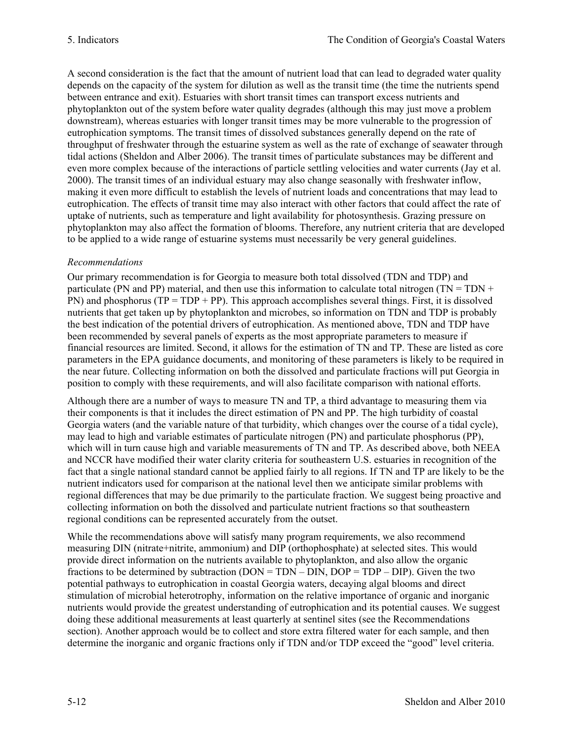A second consideration is the fact that the amount of nutrient load that can lead to degraded water quality depends on the capacity of the system for dilution as well as the transit time (the time the nutrients spend between entrance and exit). Estuaries with short transit times can transport excess nutrients and phytoplankton out of the system before water quality degrades (although this may just move a problem downstream), whereas estuaries with longer transit times may be more vulnerable to the progression of eutrophication symptoms. The transit times of dissolved substances generally depend on the rate of throughput of freshwater through the estuarine system as well as the rate of exchange of seawater through tidal actions (Sheldon and Alber 2006). The transit times of particulate substances may be different and even more complex because of the interactions of particle settling velocities and water currents (Jay et al. 2000). The transit times of an individual estuary may also change seasonally with freshwater inflow, making it even more difficult to establish the levels of nutrient loads and concentrations that may lead to eutrophication. The effects of transit time may also interact with other factors that could affect the rate of uptake of nutrients, such as temperature and light availability for photosynthesis. Grazing pressure on phytoplankton may also affect the formation of blooms. Therefore, any nutrient criteria that are developed to be applied to a wide range of estuarine systems must necessarily be very general guidelines.

*Recommendations*

Our primary recommendation is for Georgia to measure both total dissolved (TDN and TDP) and particulate (PN and PP) material, and then use this information to calculate total nitrogen (TN = TDN + PN) and phosphorus (TP = TDP + PP). This approach accomplishes several things. First, it is dissolved nutrients that get taken up by phytoplankton and microbes, so information on TDN and TDP is probably the best indication of the potential drivers of eutrophication. As mentioned above, TDN and TDP have been recommended by several panels of experts as the most appropriate parameters to measure if financial resources are limited. Second, it allows for the estimation of TN and TP. These are listed as core parameters in the EPA guidance documents, and monitoring of these parameters is likely to be required in the near future. Collecting information on both the dissolved and particulate fractions will put Georgia in position to comply with these requirements, and will also facilitate comparison with national efforts.

Although there are a number of ways to measure TN and TP, a third advantage to measuring them via their components is that it includes the direct estimation of PN and PP. The high turbidity of coastal Georgia waters (and the variable nature of that turbidity, which changes over the course of a tidal cycle), may lead to high and variable estimates of particulate nitrogen (PN) and particulate phosphorus (PP), which will in turn cause high and variable measurements of TN and TP. As described above, both NEEA and NCCR have modified their water clarity criteria for southeastern U.S. estuaries in recognition of the fact that a single national standard cannot be applied fairly to all regions. If TN and TP are likely to be the nutrient indicators used for comparison at the national level then we anticipate similar problems with regional differences that may be due primarily to the particulate fraction. We suggest being proactive and collecting information on both the dissolved and particulate nutrient fractions so that southeastern regional conditions can be represented accurately from the outset.

While the recommendations above will satisfy many program requirements, we also recommend measuring DIN (nitrate+nitrite, ammonium) and DIP (orthophosphate) at selected sites. This would provide direct information on the nutrients available to phytoplankton, and also allow the organic fractions to be determined by subtraction (DON = TDN – DIN, DOP = TDP – DIP). Given the two potential pathways to eutrophication in coastal Georgia waters, decaying algal blooms and direct stimulation of microbial heterotrophy, information on the relative importance of organic and inorganic nutrients would provide the greatest understanding of eutrophication and its potential causes. We suggest doing these additional measurements at least quarterly at sentinel sites (see the Recommendations section). Another approach would be to collect and store extra filtered water for each sample, and then determine the inorganic and organic fractions only if TDN and/or TDP exceed the "good" level criteria.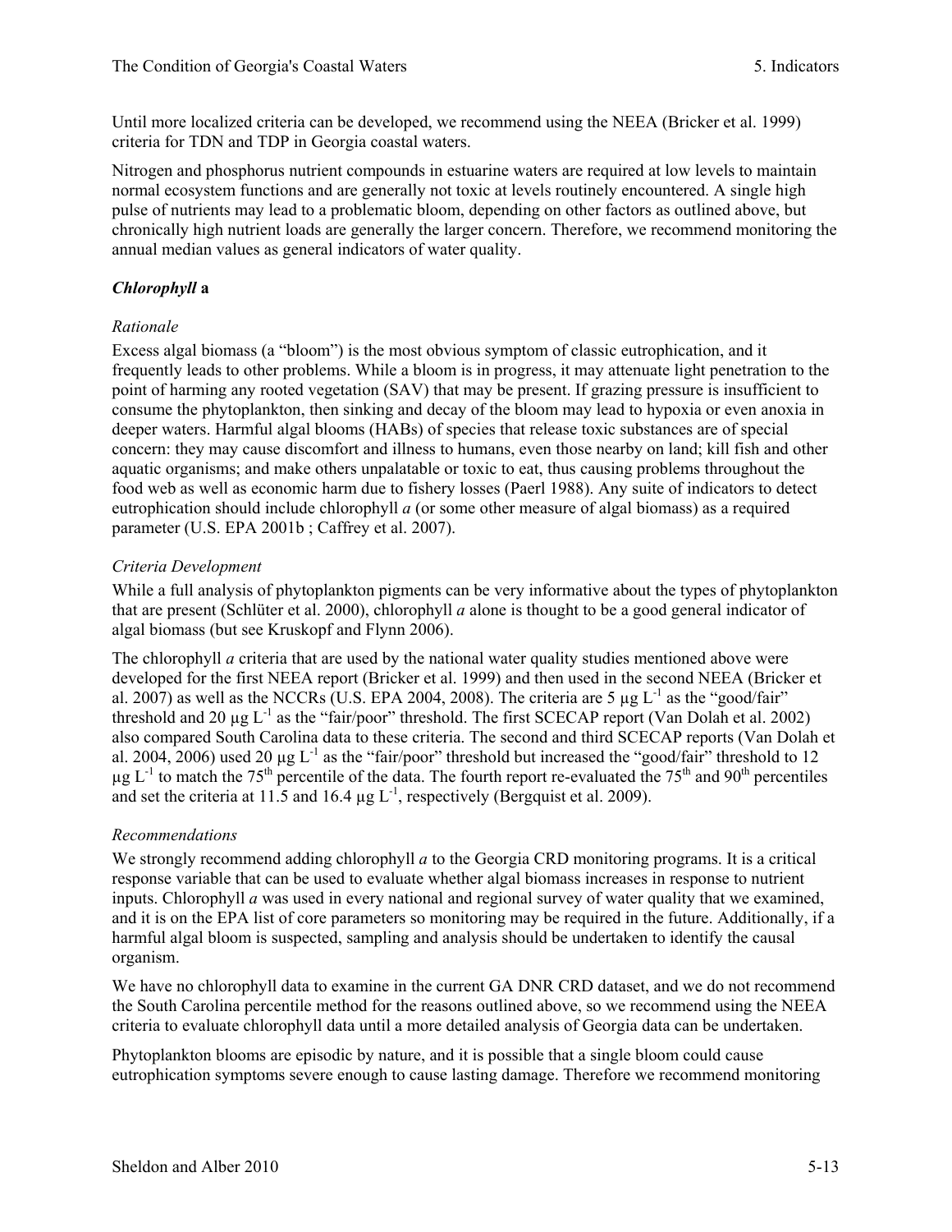Until more localized criteria can be developed, we recommend using the NEEA (Bricker et al. 1999) criteria for TDN and TDP in Georgia coastal waters.

Nitrogen and phosphorus nutrient compounds in estuarine waters are required at low levels to maintain normal ecosystem functions and are generally not toxic at levels routinely encountered. A single high pulse of nutrients may lead to a problematic bloom, depending on other factors as outlined above, but chronically high nutrient loads are generally the larger concern. Therefore, we recommend monitoring the annual median values as general indicators of water quality.

### *Chlorophyll* a

#### *Rationale*

Excess algal biomass (a "bloom") is the most obvious symptom of classic eutrophication, and it frequently leads to other problems. While a bloom is in progress, it may attenuate light penetration to the point of harming any rooted vegetation (SAV) that may be present. If grazing pressure is insufficient to consume the phytoplankton, then sinking and decay of the bloom may lead to hypoxia or even anoxia in deeper waters. Harmful algal blooms (HABs) of species that release toxic substances are of special concern: they may cause discomfort and illness to humans, even those nearby on land; kill fish and other aquatic organisms; and make others unpalatable or toxic to eat, thus causing problems throughout the food web as well as economic harm due to fishery losses (Paerl 1988). Any suite of indicators to detect eutrophication should include chlorophyll *a* (or some other measure of algal biomass) as a required parameter (U.S. EPA 2001b ; Caffrey et al. 2007).

#### *Criteria Development*

While a full analysis of phytoplankton pigments can be very informative about the types of phytoplankton that are present (Schlüter et al. 2000), chlorophyll *a* alone is thought to be a good general indicator of algal biomass (but see Kruskopf and Flynn 2006).

The chlorophyll *a* criteria that are used by the national water quality studies mentioned above were developed for the first NEEA report (Bricker et al. 1999) and then used in the second NEEA (Bricker et al. 2007) as well as the NCCRs (U.S. EPA 2004, 2008). The criteria are 5 $\mu g\ L^{-1}$ as the "good/fair" threshold and 20 $\mu g\ L^{-1}$ as the "fair/poor" threshold. The first SCECAP report (Van Dolah et al. 2002) also compared South Carolina data to these criteria. The second and third SCECAP reports (Van Dolah et al. 2004, 2006) used 20 $\mu g\ L^{-1}$ as the "fair/poor" threshold but increased the "good/fair" threshold to 12 $\mu g\ L^{-1}$ to match the 75$^{th}$ percentile of the data. The fourth report re-evaluated the 75$^{th}$ and 90$^{th}$ percentiles and set the criteria at 11.5 and 16.4 $\mu g\ L^{-1}$, respectively (Bergquist et al. 2009).

#### *Recommendations*

We strongly recommend adding chlorophyll *a* to the Georgia CRD monitoring programs. It is a critical response variable that can be used to evaluate whether algal biomass increases in response to nutrient inputs. Chlorophyll *a* was used in every national and regional survey of water quality that we examined, and it is on the EPA list of core parameters so monitoring may be required in the future. Additionally, if a harmful algal bloom is suspected, sampling and analysis should be undertaken to identify the causal organism.

We have no chlorophyll data to examine in the current GA DNR CRD dataset, and we do not recommend the South Carolina percentile method for the reasons outlined above, so we recommend using the NEEA criteria to evaluate chlorophyll data until a more detailed analysis of Georgia data can be undertaken.

Phytoplankton blooms are episodic by nature, and it is possible that a single bloom could cause eutrophication symptoms severe enough to cause lasting damage. Therefore we recommend monitoring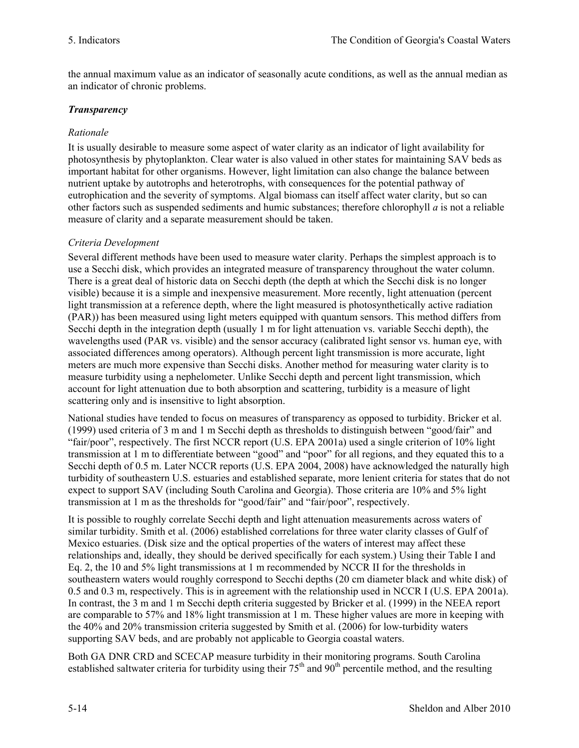the annual maximum value as an indicator of seasonally acute conditions, as well as the annual median as an indicator of chronic problems.

### *Transparency*

#### *Rationale*

It is usually desirable to measure some aspect of water clarity as an indicator of light availability for photosynthesis by phytoplankton. Clear water is also valued in other states for maintaining SAV beds as important habitat for other organisms. However, light limitation can also change the balance between nutrient uptake by autotrophs and heterotrophs, with consequences for the potential pathway of eutrophication and the severity of symptoms. Algal biomass can itself affect water clarity, but so can other factors such as suspended sediments and humic substances; therefore chlorophyll *a* is not a reliable measure of clarity and a separate measurement should be taken.

#### *Criteria Development*

Several different methods have been used to measure water clarity. Perhaps the simplest approach is to use a Secchi disk, which provides an integrated measure of transparency throughout the water column. There is a great deal of historic data on Secchi depth (the depth at which the Secchi disk is no longer visible) because it is a simple and inexpensive measurement. More recently, light attenuation (percent light transmission at a reference depth, where the light measured is photosynthetically active radiation (PAR)) has been measured using light meters equipped with quantum sensors. This method differs from Secchi depth in the integration depth (usually 1 m for light attenuation vs. variable Secchi depth), the wavelengths used (PAR vs. visible) and the sensor accuracy (calibrated light sensor vs. human eye, with associated differences among operators). Although percent light transmission is more accurate, light meters are much more expensive than Secchi disks. Another method for measuring water clarity is to measure turbidity using a nephelometer. Unlike Secchi depth and percent light transmission, which account for light attenuation due to both absorption and scattering, turbidity is a measure of light scattering only and is insensitive to light absorption.

National studies have tended to focus on measures of transparency as opposed to turbidity. Bricker et al. (1999) used criteria of 3 m and 1 m Secchi depth as thresholds to distinguish between "good/fair" and "fair/poor", respectively. The first NCCR report (U.S. EPA 2001a) used a single criterion of 10% light transmission at 1 m to differentiate between "good" and "poor" for all regions, and they equated this to a Secchi depth of 0.5 m. Later NCCR reports (U.S. EPA 2004, 2008) have acknowledged the naturally high turbidity of southeastern U.S. estuaries and established separate, more lenient criteria for states that do not expect to support SAV (including South Carolina and Georgia). Those criteria are 10% and 5% light transmission at 1 m as the thresholds for "good/fair" and "fair/poor", respectively.

It is possible to roughly correlate Secchi depth and light attenuation measurements across waters of similar turbidity. Smith et al. (2006) established correlations for three water clarity classes of Gulf of Mexico estuaries. (Disk size and the optical properties of the waters of interest may affect these relationships and, ideally, they should be derived specifically for each system.) Using their Table I and Eq. 2, the 10 and 5% light transmissions at 1 m recommended by NCCR II for the thresholds in southeastern waters would roughly correspond to Secchi depths (20 cm diameter black and white disk) of 0.5 and 0.3 m, respectively. This is in agreement with the relationship used in NCCR I (U.S. EPA 2001a). In contrast, the 3 m and 1 m Secchi depth criteria suggested by Bricker et al. (1999) in the NEEA report are comparable to 57% and 18% light transmission at 1 m. These higher values are more in keeping with the 40% and 20% transmission criteria suggested by Smith et al. (2006) for low-turbidity waters supporting SAV beds, and are probably not applicable to Georgia coastal waters.

Both GA DNR CRD and SCECAP measure turbidity in their monitoring programs. South Carolina established saltwater criteria for turbidity using their 75$^{th}$ and 90$^{th}$ percentile method, and the resulting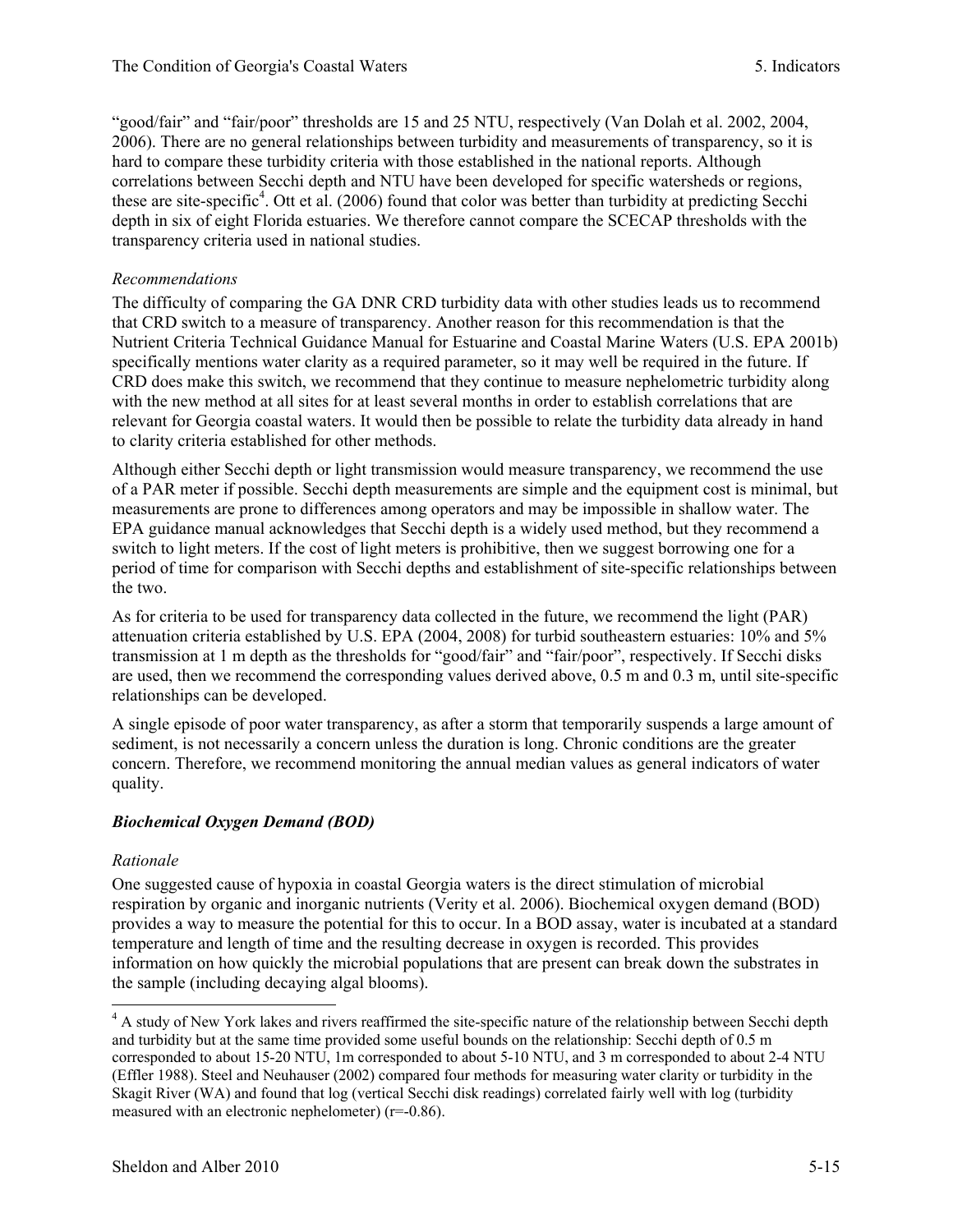"good/fair" and "fair/poor" thresholds are 15 and 25 NTU, respectively (Van Dolah et al. 2002, 2004, 2006). There are no general relationships between turbidity and measurements of transparency, so it is hard to compare these turbidity criteria with those established in the national reports. Although correlations between Secchi depth and NTU have been developed for specific watersheds or regions, these are site-specific[4]. Ott et al. (2006) found that color was better than turbidity at predicting Secchi depth in six of eight Florida estuaries. We therefore cannot compare the SCECAP thresholds with the transparency criteria used in national studies.

*Recommendations*

The difficulty of comparing the GA DNR CRD turbidity data with other studies leads us to recommend that CRD switch to a measure of transparency. Another reason for this recommendation is that the Nutrient Criteria Technical Guidance Manual for Estuarine and Coastal Marine Waters (U.S. EPA 2001b) specifically mentions water clarity as a required parameter, so it may well be required in the future. If CRD does make this switch, we recommend that they continue to measure nephelometric turbidity along with the new method at all sites for at least several months in order to establish correlations that are relevant for Georgia coastal waters. It would then be possible to relate the turbidity data already in hand to clarity criteria established for other methods.

Although either Secchi depth or light transmission would measure transparency, we recommend the use of a PAR meter if possible. Secchi depth measurements are simple and the equipment cost is minimal, but measurements are prone to differences among operators and may be impossible in shallow water. The EPA guidance manual acknowledges that Secchi depth is a widely used method, but they recommend a switch to light meters. If the cost of light meters is prohibitive, then we suggest borrowing one for a period of time for comparison with Secchi depths and establishment of site-specific relationships between the two.

As for criteria to be used for transparency data collected in the future, we recommend the light (PAR) attenuation criteria established by U.S. EPA (2004, 2008) for turbid southeastern estuaries: 10% and 5% transmission at 1 m depth as the thresholds for "good/fair" and "fair/poor", respectively. If Secchi disks are used, then we recommend the corresponding values derived above, 0.5 m and 0.3 m, until site-specific relationships can be developed.

A single episode of poor water transparency, as after a storm that temporarily suspends a large amount of sediment, is not necessarily a concern unless the duration is long. Chronic conditions are the greater concern. Therefore, we recommend monitoring the annual median values as general indicators of water quality.

### *Biochemical Oxygen Demand (BOD)*

*Rationale*

One suggested cause of hypoxia in coastal Georgia waters is the direct stimulation of microbial respiration by organic and inorganic nutrients (Verity et al. 2006). Biochemical oxygen demand (BOD) provides a way to measure the potential for this to occur. In a BOD assay, water is incubated at a standard temperature and length of time and the resulting decrease in oxygen is recorded. This provides information on how quickly the microbial populations that are present can break down the substrates in the sample (including decaying algal blooms).

---

[4] A study of New York lakes and rivers reaffirmed the site-specific nature of the relationship between Secchi depth and turbidity but at the same time provided some useful bounds on the relationship: Secchi depth of 0.5 m corresponded to about 15-20 NTU, 1m corresponded to about 5-10 NTU, and 3 m corresponded to about 2-4 NTU (Effler 1988). Steel and Neuhauser (2002) compared four methods for measuring water clarity or turbidity in the Skagit River (WA) and found that log (vertical Secchi disk readings) correlated fairly well with log (turbidity measured with an electronic nephelometer) ($r=-0.86$).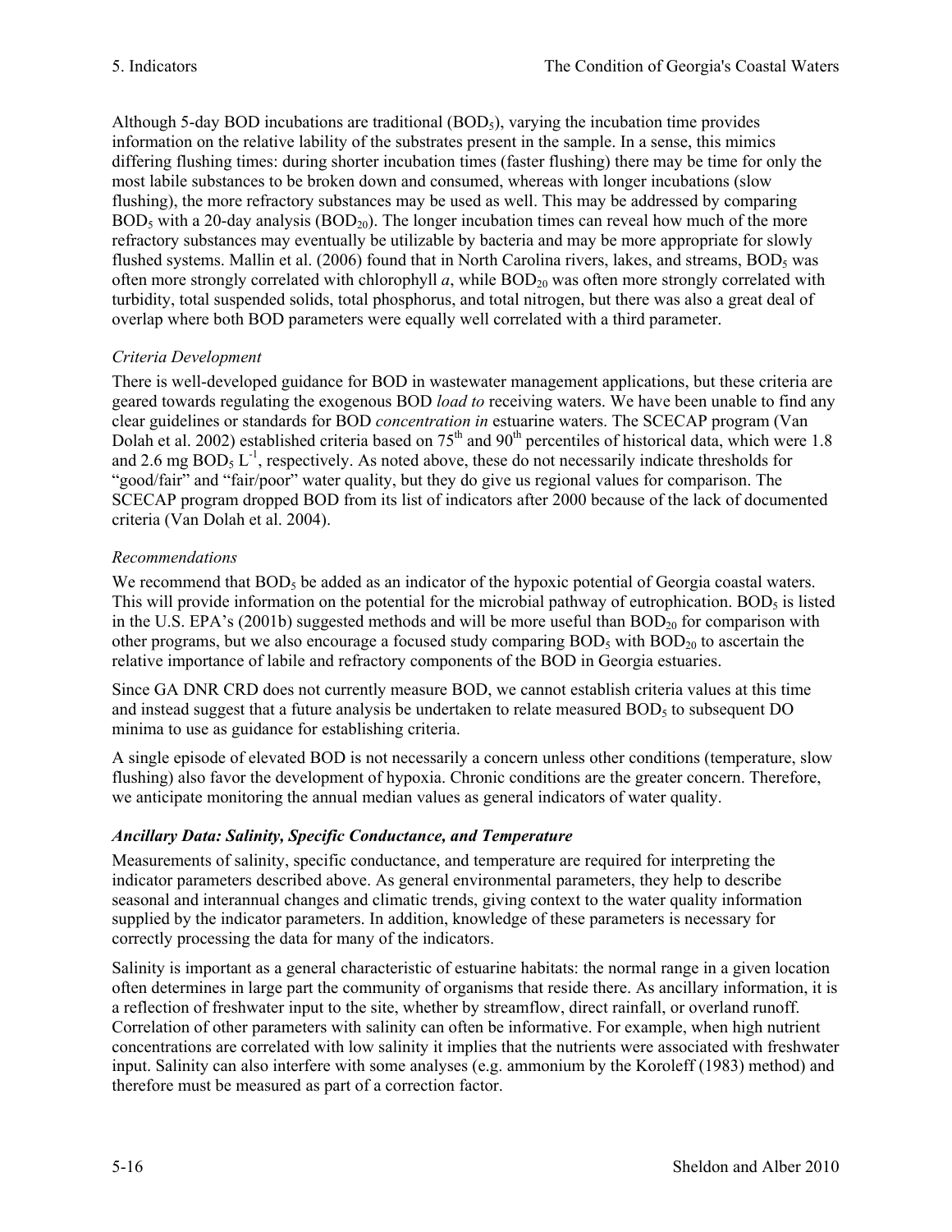Although 5-day BOD incubations are traditional ($BOD_5$), varying the incubation time provides information on the relative lability of the substrates present in the sample. In a sense, this mimics differing flushing times: during shorter incubation times (faster flushing) there may be time for only the most labile substances to be broken down and consumed, whereas with longer incubations (slow flushing), the more refractory substances may be used as well. This may be addressed by comparing $BOD_5$ with a 20-day analysis ($BOD_{20}$). The longer incubation times can reveal how much of the more refractory substances may eventually be utilizable by bacteria and may be more appropriate for slowly flushed systems. Mallin et al. (2006) found that in North Carolina rivers, lakes, and streams, $BOD_5$ was often more strongly correlated with chlorophyll *a*, while $BOD_{20}$ was often more strongly correlated with turbidity, total suspended solids, total phosphorus, and total nitrogen, but there was also a great deal of overlap where both BOD parameters were equally well correlated with a third parameter.

*Criteria Development*

There is well-developed guidance for BOD in wastewater management applications, but these criteria are geared towards regulating the exogenous BOD *load to* receiving waters. We have been unable to find any clear guidelines or standards for BOD *concentration in* estuarine waters. The SCECAP program (Van Dolah et al. 2002) established criteria based on $75^{th}$ and $90^{th}$ percentiles of historical data, which were 1.8 and 2.6 mg $BOD_5$ $L^{-1}$, respectively. As noted above, these do not necessarily indicate thresholds for "good/fair" and "fair/poor" water quality, but they do give us regional values for comparison. The SCECAP program dropped BOD from its list of indicators after 2000 because of the lack of documented criteria (Van Dolah et al. 2004).

*Recommendations*

We recommend that $BOD_5$ be added as an indicator of the hypoxic potential of Georgia coastal waters. This will provide information on the potential for the microbial pathway of eutrophication. $BOD_5$ is listed in the U.S. EPA's (2001b) suggested methods and will be more useful than $BOD_{20}$ for comparison with other programs, but we also encourage a focused study comparing $BOD_5$ with $BOD_{20}$ to ascertain the relative importance of labile and refractory components of the BOD in Georgia estuaries.

Since GA DNR CRD does not currently measure BOD, we cannot establish criteria values at this time and instead suggest that a future analysis be undertaken to relate measured $BOD_5$ to subsequent DO minima to use as guidance for establishing criteria.

A single episode of elevated BOD is not necessarily a concern unless other conditions (temperature, slow flushing) also favor the development of hypoxia. Chronic conditions are the greater concern. Therefore, we anticipate monitoring the annual median values as general indicators of water quality.

### *Ancillary Data: Salinity, Specific Conductance, and Temperature*

Measurements of salinity, specific conductance, and temperature are required for interpreting the indicator parameters described above. As general environmental parameters, they help to describe seasonal and interannual changes and climatic trends, giving context to the water quality information supplied by the indicator parameters. In addition, knowledge of these parameters is necessary for correctly processing the data for many of the indicators.

Salinity is important as a general characteristic of estuarine habitats: the normal range in a given location often determines in large part the community of organisms that reside there. As ancillary information, it is a reflection of freshwater input to the site, whether by streamflow, direct rainfall, or overland runoff. Correlation of other parameters with salinity can often be informative. For example, when high nutrient concentrations are correlated with low salinity it implies that the nutrients were associated with freshwater input. Salinity can also interfere with some analyses (e.g. ammonium by the Koroleff (1983) method) and therefore must be measured as part of a correction factor.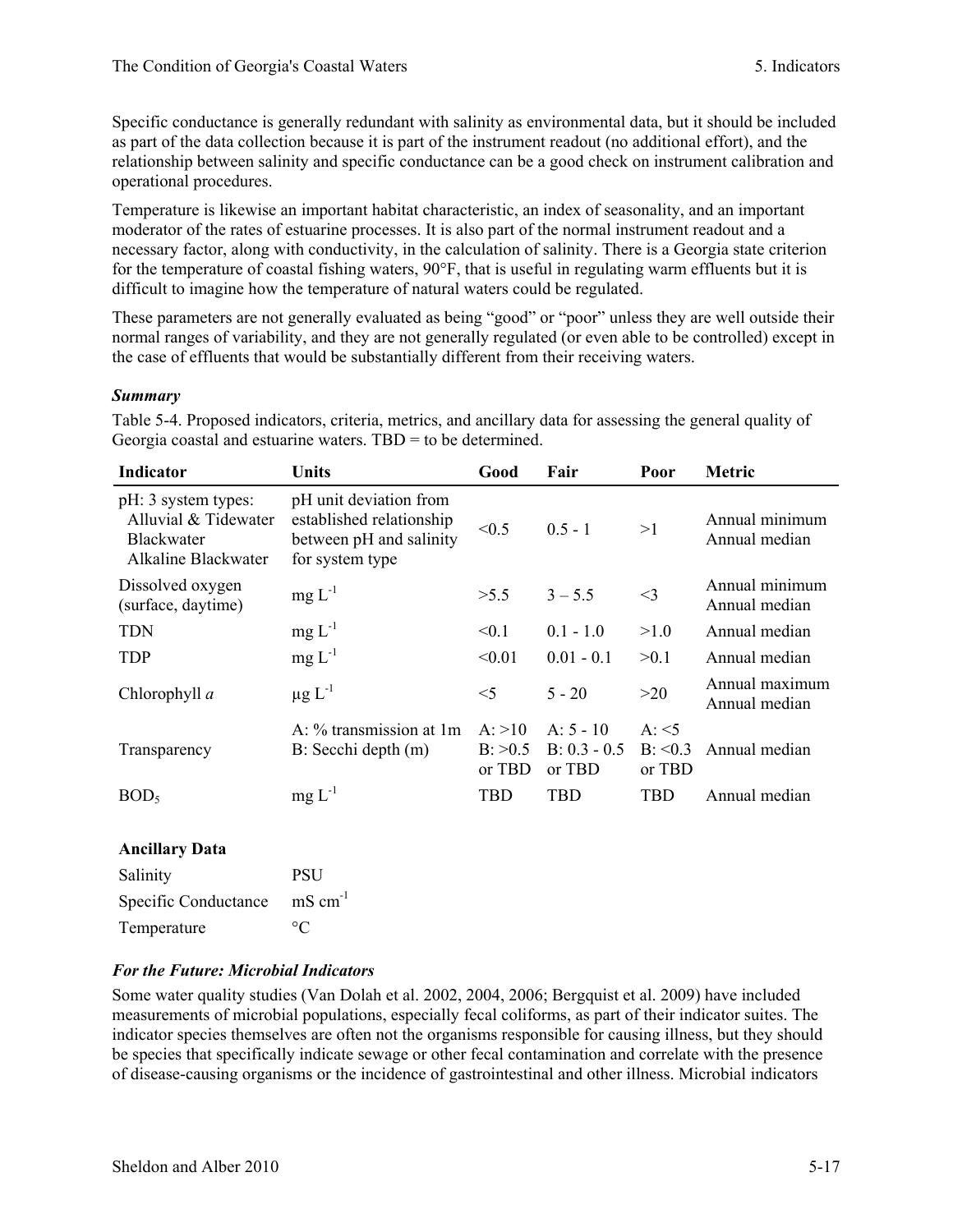Specific conductance is generally redundant with salinity as environmental data, but it should be included as part of the data collection because it is part of the instrument readout (no additional effort), and the relationship between salinity and specific conductance can be a good check on instrument calibration and operational procedures.

Temperature is likewise an important habitat characteristic, an index of seasonality, and an important moderator of the rates of estuarine processes. It is also part of the normal instrument readout and a necessary factor, along with conductivity, in the calculation of salinity. There is a Georgia state criterion for the temperature of coastal fishing waters, 90°F, that is useful in regulating warm effluents but it is difficult to imagine how the temperature of natural waters could be regulated.

These parameters are not generally evaluated as being "good" or "poor" unless they are well outside their normal ranges of variability, and they are not generally regulated (or even able to be controlled) except in the case of effluents that would be substantially different from their receiving waters.

### *Summary*

Table 5-4. Proposed indicators, criteria, metrics, and ancillary data for assessing the general quality of Georgia coastal and estuarine waters. TBD = to be determined.

| Indicator | Units | Good | Fair | Poor | Metric |
|---|---|---|---|---|---|
| pH: 3 system types: Alluvial & Tidewater, Blackwater, Alkaline Blackwater | pH unit deviation from established relationship between pH and salinity for system type | <0.5 | 0.5 - 1 | >1 | Annual minimum, Annual median |
| Dissolved oxygen (surface, daytime) | mg $L^{-1}$ | >5.5 | 3 – 5.5 | <3 | Annual minimum, Annual median |
| TDN | mg $L^{-1}$ | <0.1 | 0.1 - 1.0 | >1.0 | Annual median |
| TDP | mg $L^{-1}$ | <0.01 | 0.01 - 0.1 | >0.1 | Annual median |
| Chlorophyll *a* | μg $L^{-1}$ | <5 | 5 - 20 | >20 | Annual maximum, Annual median |
| Transparency | A: % transmission at 1m; B: Secchi depth (m) | A: >10; B: >0.5 or TBD | A: 5 - 10; B: 0.3 - 0.5 or TBD | A: <5; B: <0.3 or TBD | Annual median |
| $BOD_5$ | mg $L^{-1}$ | TBD | TBD | TBD | Annual median |

**Ancillary Data**

| | |
|---|---|
| Salinity | PSU |
| Specific Conductance | mS $cm^{-1}$ |
| Temperature | °C |

### *For the Future: Microbial Indicators*

Some water quality studies (Van Dolah et al. 2002, 2004, 2006; Bergquist et al. 2009) have included measurements of microbial populations, especially fecal coliforms, as part of their indicator suites. The indicator species themselves are often not the organisms responsible for causing illness, but they should be species that specifically indicate sewage or other fecal contamination and correlate with the presence of disease-causing organisms or the incidence of gastrointestinal and other illness. Microbial indicators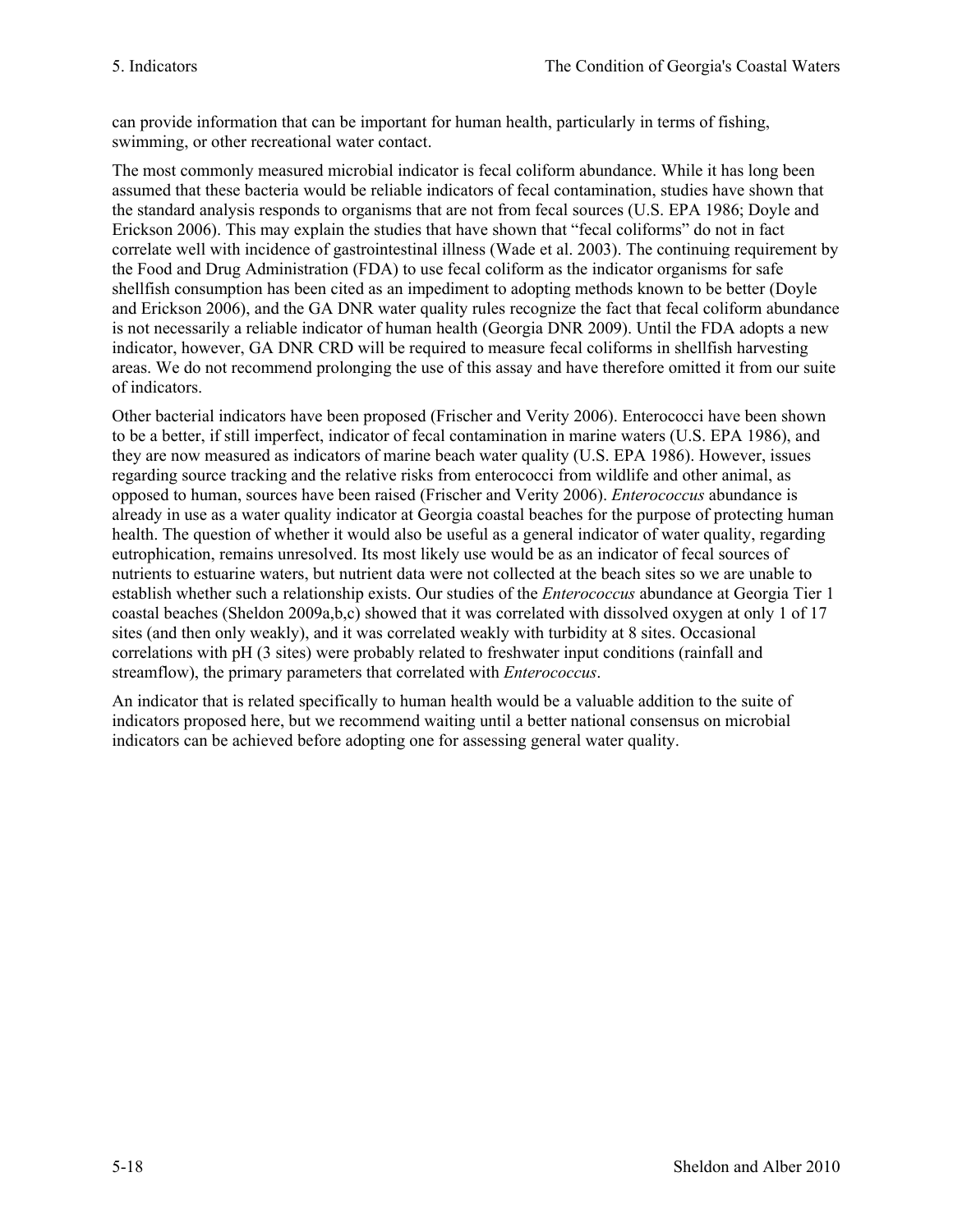can provide information that can be important for human health, particularly in terms of fishing, swimming, or other recreational water contact.

The most commonly measured microbial indicator is fecal coliform abundance. While it has long been assumed that these bacteria would be reliable indicators of fecal contamination, studies have shown that the standard analysis responds to organisms that are not from fecal sources (U.S. EPA 1986; Doyle and Erickson 2006). This may explain the studies that have shown that "fecal coliforms" do not in fact correlate well with incidence of gastrointestinal illness (Wade et al. 2003). The continuing requirement by the Food and Drug Administration (FDA) to use fecal coliform as the indicator organisms for safe shellfish consumption has been cited as an impediment to adopting methods known to be better (Doyle and Erickson 2006), and the GA DNR water quality rules recognize the fact that fecal coliform abundance is not necessarily a reliable indicator of human health (Georgia DNR 2009). Until the FDA adopts a new indicator, however, GA DNR CRD will be required to measure fecal coliforms in shellfish harvesting areas. We do not recommend prolonging the use of this assay and have therefore omitted it from our suite of indicators.

Other bacterial indicators have been proposed (Frischer and Verity 2006). Enterococci have been shown to be a better, if still imperfect, indicator of fecal contamination in marine waters (U.S. EPA 1986), and they are now measured as indicators of marine beach water quality (U.S. EPA 1986). However, issues regarding source tracking and the relative risks from enterococci from wildlife and other animal, as opposed to human, sources have been raised (Frischer and Verity 2006). *Enterococcus* abundance is already in use as a water quality indicator at Georgia coastal beaches for the purpose of protecting human health. The question of whether it would also be useful as a general indicator of water quality, regarding eutrophication, remains unresolved. Its most likely use would be as an indicator of fecal sources of nutrients to estuarine waters, but nutrient data were not collected at the beach sites so we are unable to establish whether such a relationship exists. Our studies of the *Enterococcus* abundance at Georgia Tier 1 coastal beaches (Sheldon 2009a,b,c) showed that it was correlated with dissolved oxygen at only 1 of 17 sites (and then only weakly), and it was correlated weakly with turbidity at 8 sites. Occasional correlations with pH (3 sites) were probably related to freshwater input conditions (rainfall and streamflow), the primary parameters that correlated with *Enterococcus*.

An indicator that is related specifically to human health would be a valuable addition to the suite of indicators proposed here, but we recommend waiting until a better national consensus on microbial indicators can be achieved before adopting one for assessing general water quality.